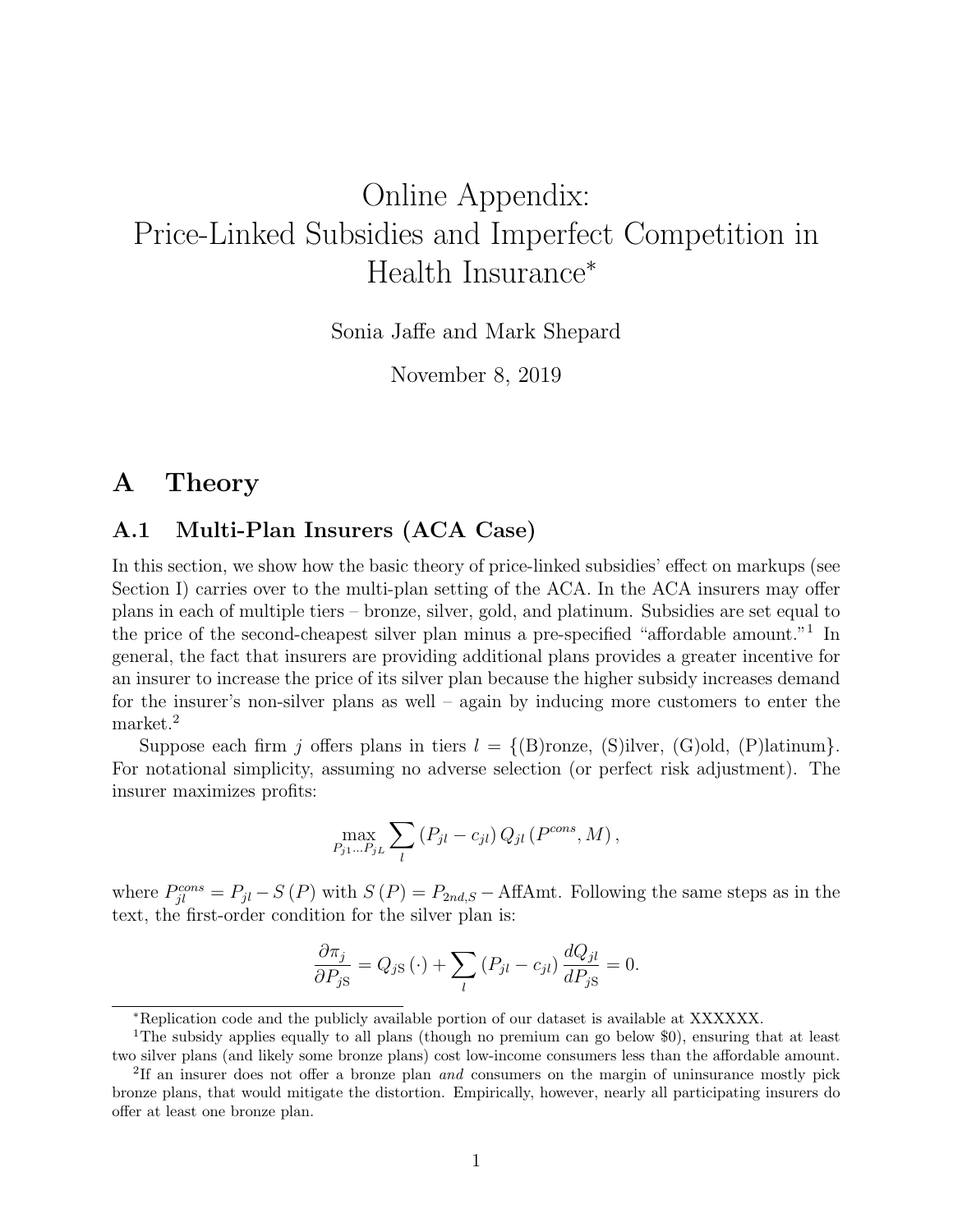# Online Appendix: Price-Linked Subsidies and Imperfect Competition in Health Insurance*

Sonia Jaffe and Mark Shepard

November 8, 2019

## A Theory

### A.1 Multi-Plan Insurers (ACA Case)

In this section, we show how the basic theory of price-linked subsidies' effect on markups (see Section I) carries over to the multi-plan setting of the ACA. In the ACA insurers may offer plans in each of multiple tiers – bronze, silver, gold, and platinum. Subsidies are set equal to the price of the second-cheapest silver plan minus a pre-specified "affordable amount."[1] In general, the fact that insurers are providing additional plans provides a greater incentive for an insurer to increase the price of its silver plan because the higher subsidy increases demand for the insurer's non-silver plans as well – again by inducing more customers to enter the market.[2]

Suppose each firm $j$ offers plans in tiers $l = \{$(B)ronze, (S)ilver, (G)old, (P)latinum$\}$. For notational simplicity, assuming no adverse selection (or perfect risk adjustment). The insurer maximizes profits:

$$\max_{P_{j1}\ldots P_{jL}} \sum_{l} \left(P_{jl} - c_{jl}\right) Q_{jl}\left(P^{cons}, M\right),$$

where $P^{cons}_{jl} = P_{jl} - S\left(P\right)$ with $S\left(P\right) = P_{2nd,S} - \text{AffAmt}$. Following the same steps as in the text, the first-order condition for the silver plan is:

$$\frac{\partial \pi_j}{\partial P_{j\text{S}}} = Q_{j\text{S}}\left(\cdot\right) + \sum_{l} \left(P_{jl} - c_{jl}\right) \frac{dQ_{jl}}{dP_{j\text{S}}} = 0.$$

---

*Replication code and the publicly available portion of our dataset is available at XXXXXX.

[1] The subsidy applies equally to all plans (though no premium can go below \$0), ensuring that at least two silver plans (and likely some bronze plans) cost low-income consumers less than the affordable amount.

[2] If an insurer does not offer a bronze plan *and* consumers on the margin of uninsurance mostly pick bronze plans, that would mitigate the distortion. Empirically, however, nearly all participating insurers do offer at least one bronze plan.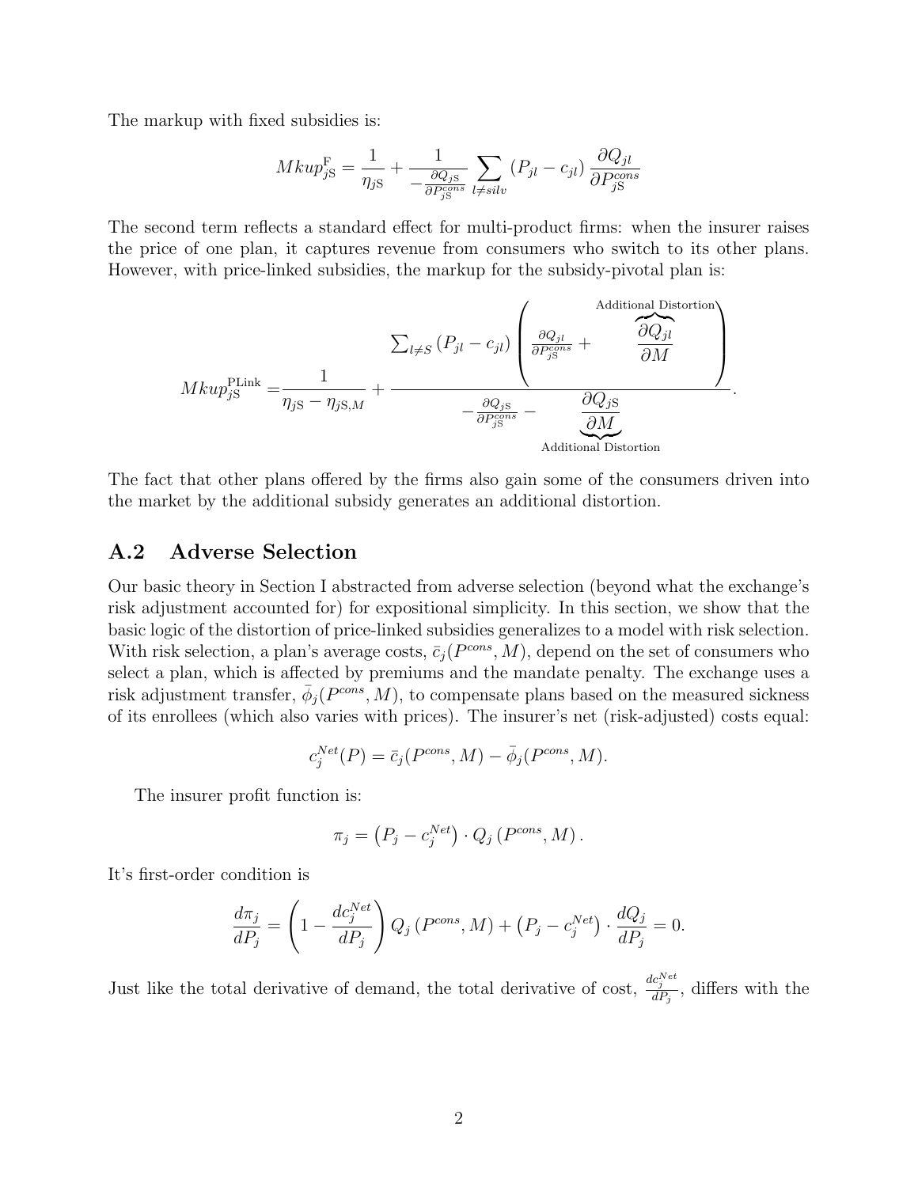The markup with fixed subsidies is:

$$Mkup_{j\text{S}}^{\text{F}} = \frac{1}{\eta_{j\text{S}}} + \frac{1}{-\frac{\partial Q_{j\text{S}}}{\partial P_{j\text{S}}^{cons}}} \sum_{l \neq silv} (P_{jl} - c_{jl}) \frac{\partial Q_{jl}}{\partial P_{j\text{S}}^{cons}}$$

The second term reflects a standard effect for multi-product firms: when the insurer raises the price of one plan, it captures revenue from consumers who switch to its other plans. However, with price-linked subsidies, the markup for the subsidy-pivotal plan is:

$$Mkup_{j\text{S}}^{\text{PLink}} = \frac{1}{\eta_{j\text{S}} - \eta_{j\text{S},M}} + \frac{\sum_{l \neq S} (P_{jl} - c_{jl}) \left( \frac{\partial Q_{jl}}{\partial P_{j\text{S}}^{cons}} + \overbrace{\frac{\partial Q_{jl}}{\partial M}}^{\text{Additional Distortion}} \right)}{-\frac{\partial Q_{j\text{S}}}{\partial P_{j\text{S}}^{cons}} - \underbrace{\frac{\partial Q_{j\text{S}}}{\partial M}}_{\text{Additional Distortion}}}.$$

The fact that other plans offered by the firms also gain some of the consumers driven into the market by the additional subsidy generates an additional distortion.

## A.2 Adverse Selection

Our basic theory in Section I abstracted from adverse selection (beyond what the exchange's risk adjustment accounted for) for expositional simplicity. In this section, we show that the basic logic of the distortion of price-linked subsidies generalizes to a model with risk selection. With risk selection, a plan's average costs, $\bar{c}_j(P^{cons}, M)$, depend on the set of consumers who select a plan, which is affected by premiums and the mandate penalty. The exchange uses a risk adjustment transfer, $\bar{\phi}_j(P^{cons}, M)$, to compensate plans based on the measured sickness of its enrollees (which also varies with prices). The insurer's net (risk-adjusted) costs equal:

$$c_j^{Net}(P) = \bar{c}_j(P^{cons}, M) - \bar{\phi}_j(P^{cons}, M).$$

The insurer profit function is:

$$\pi_j = \left(P_j - c_j^{Net}\right) \cdot Q_j\left(P^{cons}, M\right).$$

It's first-order condition is

$$\frac{d\pi_j}{dP_j} = \left(1 - \frac{dc_j^{Net}}{dP_j}\right) Q_j\left(P^{cons}, M\right) + \left(P_j - c_j^{Net}\right) \cdot \frac{dQ_j}{dP_j} = 0.$$

Just like the total derivative of demand, the total derivative of cost, $\frac{dc_j^{Net}}{dP_j}$, differs with the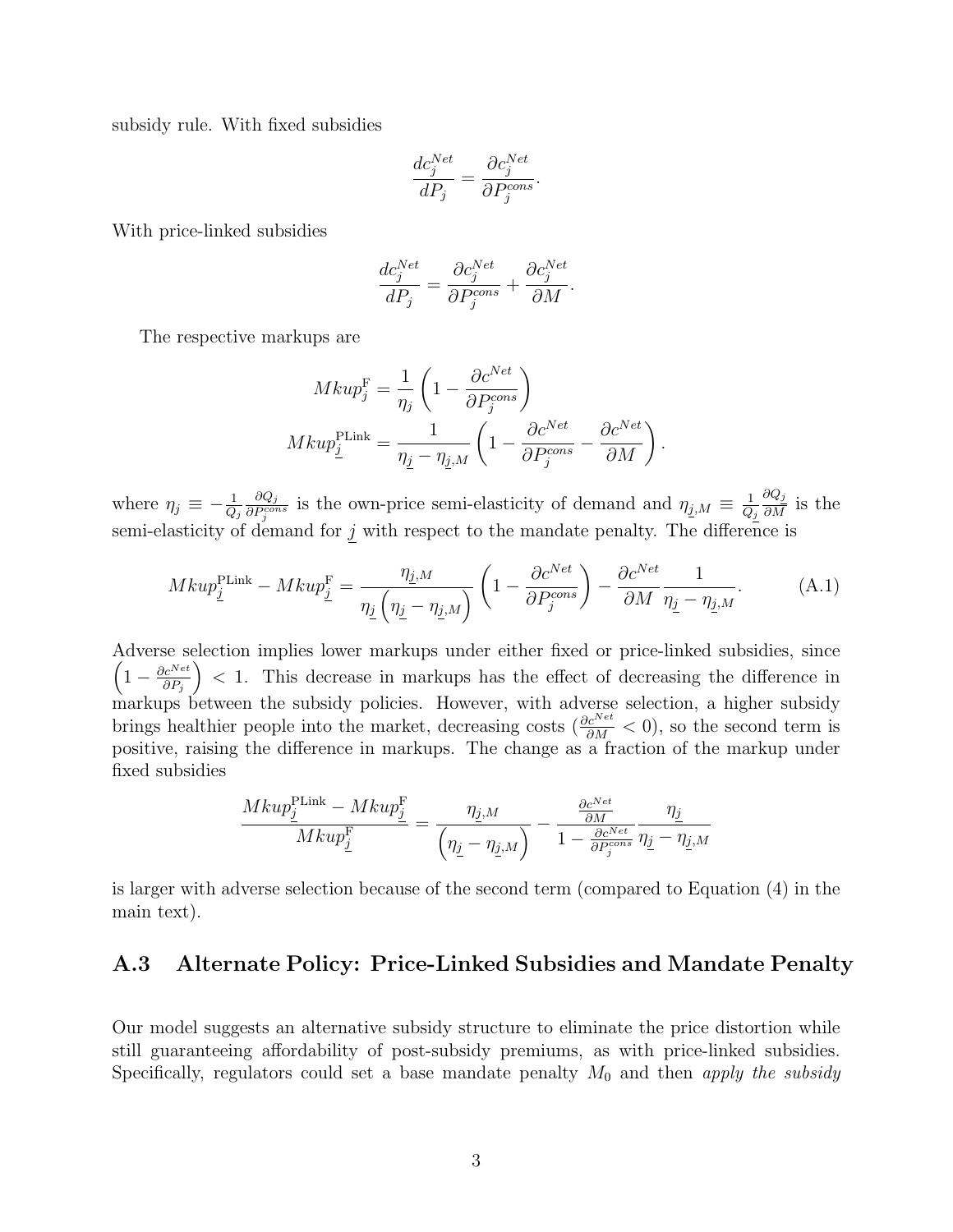subsidy rule. With fixed subsidies

$$\frac{dc_j^{Net}}{dP_j} = \frac{\partial c_j^{Net}}{\partial P_j^{cons}}.$$

With price-linked subsidies

$$\frac{dc_j^{Net}}{dP_j} = \frac{\partial c_j^{Net}}{\partial P_j^{cons}} + \frac{\partial c_j^{Net}}{\partial M}.$$

The respective markups are

$$Mkup_j^{\text{F}} = \frac{1}{\eta_j}\left(1 - \frac{\partial c^{Net}}{\partial P_j^{cons}}\right)$$

$$Mkup_{\underline{j}}^{\text{PLink}} = \frac{1}{\eta_{\underline{j}} - \eta_{\underline{j},M}}\left(1 - \frac{\partial c^{Net}}{\partial P_j^{cons}} - \frac{\partial c^{Net}}{\partial M}\right).$$

where $\eta_j \equiv -\frac{1}{Q_j}\frac{\partial Q_j}{\partial P_j^{cons}}$ is the own-price semi-elasticity of demand and $\eta_{\underline{j},M} \equiv \frac{1}{Q_{\underline{j}}}\frac{\partial Q_{\underline{j}}}{\partial M}$ is the semi-elasticity of demand for $\underline{j}$ with respect to the mandate penalty. The difference is

$$Mkup_{\underline{j}}^{\text{PLink}} - Mkup_{\underline{j}}^{\text{F}} = \frac{\eta_{\underline{j},M}}{\eta_{\underline{j}}\left(\eta_{\underline{j}} - \eta_{\underline{j},M}\right)}\left(1 - \frac{\partial c^{Net}}{\partial P_j^{cons}}\right) - \frac{\partial c^{Net}}{\partial M}\frac{1}{\eta_{\underline{j}} - \eta_{\underline{j},M}}. \tag{A.1}$$

Adverse selection implies lower markups under either fixed or price-linked subsidies, since $\left(1 - \frac{\partial c^{Net}}{\partial P_j}\right) < 1$. This decrease in markups has the effect of decreasing the difference in markups between the subsidy policies. However, with adverse selection, a higher subsidy brings healthier people into the market, decreasing costs ($\frac{\partial c^{Net}}{\partial M} < 0$), so the second term is positive, raising the difference in markups. The change as a fraction of the markup under fixed subsidies

$$\frac{Mkup_{\underline{j}}^{\text{PLink}} - Mkup_{\underline{j}}^{\text{F}}}{Mkup_{\underline{j}}^{\text{F}}} = \frac{\eta_{\underline{j},M}}{\left(\eta_{\underline{j}} - \eta_{\underline{j},M}\right)} - \frac{\frac{\partial c^{Net}}{\partial M}}{1 - \frac{\partial c^{Net}}{\partial P_j^{cons}}}\frac{\eta_{\underline{j}}}{\eta_{\underline{j}} - \eta_{\underline{j},M}}$$

is larger with adverse selection because of the second term (compared to Equation (4) in the main text).

## A.3 Alternate Policy: Price-Linked Subsidies and Mandate Penalty

Our model suggests an alternative subsidy structure to eliminate the price distortion while still guaranteeing affordability of post-subsidy premiums, as with price-linked subsidies. Specifically, regulators could set a base mandate penalty $M_0$ and then *apply the subsidy*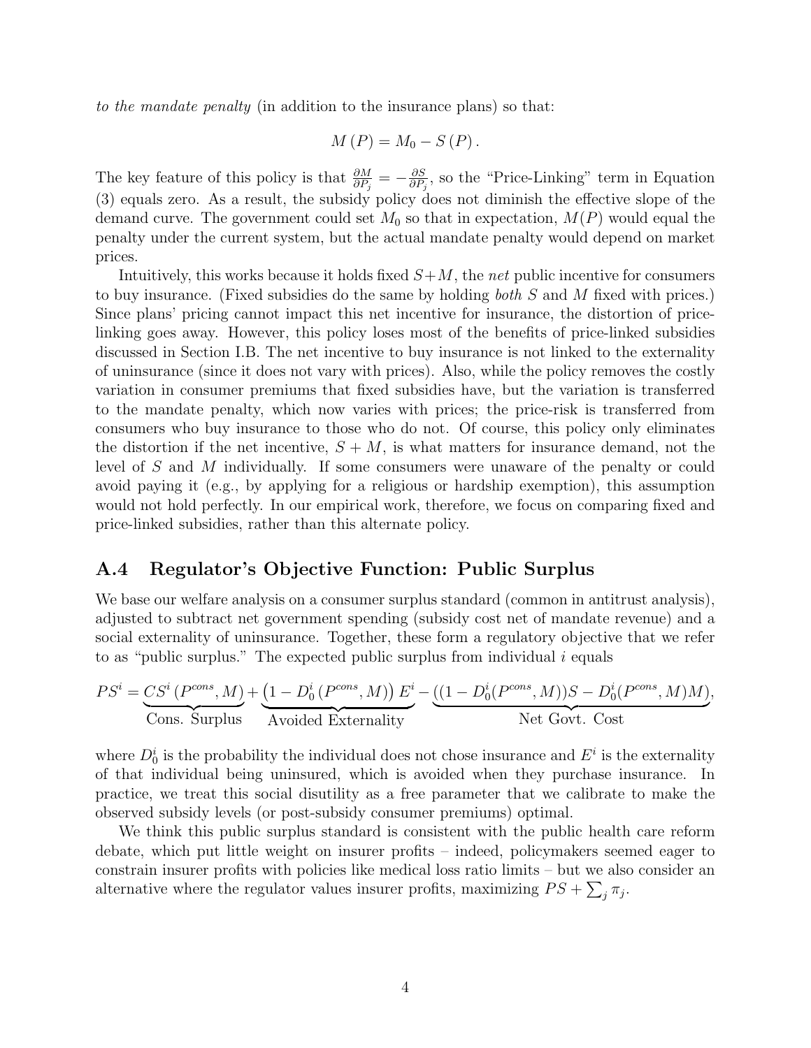*to the mandate penalty* (in addition to the insurance plans) so that:

$$M(P) = M_0 - S(P).$$

The key feature of this policy is that $\frac{\partial M}{\partial P_j} = -\frac{\partial S}{\partial P_j}$, so the "Price-Linking" term in Equation (3) equals zero. As a result, the subsidy policy does not diminish the effective slope of the demand curve. The government could set $M_0$ so that in expectation, $M(P)$ would equal the penalty under the current system, but the actual mandate penalty would depend on market prices.

Intuitively, this works because it holds fixed $S+M$, the *net* public incentive for consumers to buy insurance. (Fixed subsidies do the same by holding *both* $S$ and $M$ fixed with prices.) Since plans' pricing cannot impact this net incentive for insurance, the distortion of price-linking goes away. However, this policy loses most of the benefits of price-linked subsidies discussed in Section I.B. The net incentive to buy insurance is not linked to the externality of uninsurance (since it does not vary with prices). Also, while the policy removes the costly variation in consumer premiums that fixed subsidies have, but the variation is transferred to the mandate penalty, which now varies with prices; the price-risk is transferred from consumers who buy insurance to those who do not. Of course, this policy only eliminates the distortion if the net incentive, $S + M$, is what matters for insurance demand, not the level of $S$ and $M$ individually. If some consumers were unaware of the penalty or could avoid paying it (e.g., by applying for a religious or hardship exemption), this assumption would not hold perfectly. In our empirical work, therefore, we focus on comparing fixed and price-linked subsidies, rather than this alternate policy.

## A.4 Regulator's Objective Function: Public Surplus

We base our welfare analysis on a consumer surplus standard (common in antitrust analysis), adjusted to subtract net government spending (subsidy cost net of mandate revenue) and a social externality of uninsurance. Together, these form a regulatory objective that we refer to as "public surplus." The expected public surplus from individual $i$ equals

$$PS^i = \underbrace{CS^i\left(P^{cons}, M\right)}_{\text{Cons. Surplus}} + \underbrace{\left(1 - D_0^i\left(P^{cons}, M\right)\right)E^i}_{\text{Avoided Externality}} - \underbrace{\left((1 - D_0^i(P^{cons}, M))S - D_0^i(P^{cons}, M)M\right)}_{\text{Net Govt. Cost}},$$

where $D_0^i$ is the probability the individual does not chose insurance and $E^i$ is the externality of that individual being uninsured, which is avoided when they purchase insurance. In practice, we treat this social disutility as a free parameter that we calibrate to make the observed subsidy levels (or post-subsidy consumer premiums) optimal.

We think this public surplus standard is consistent with the public health care reform debate, which put little weight on insurer profits – indeed, policymakers seemed eager to constrain insurer profits with policies like medical loss ratio limits – but we also consider an alternative where the regulator values insurer profits, maximizing $PS + \sum_j \pi_j$.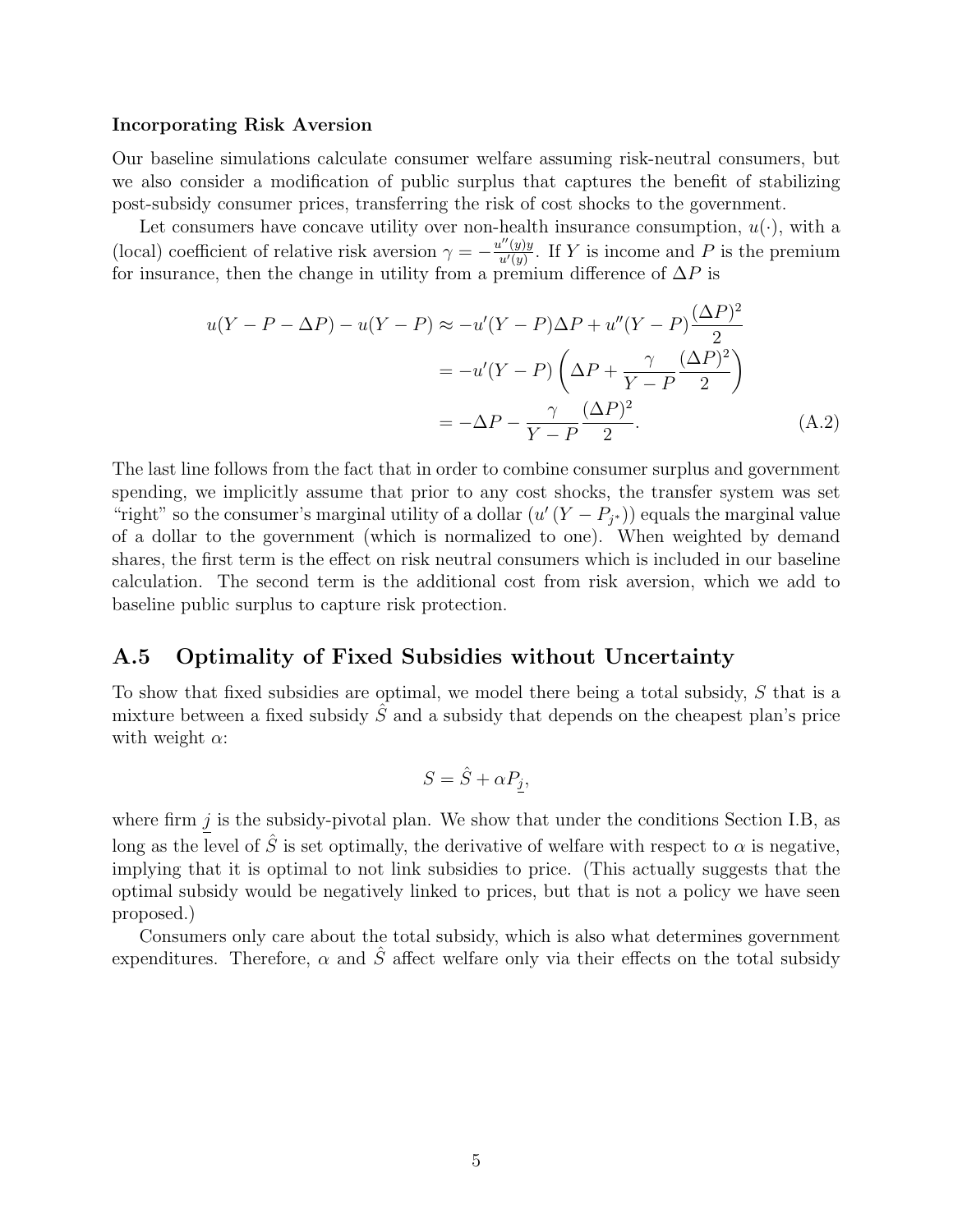**Incorporating Risk Aversion**

Our baseline simulations calculate consumer welfare assuming risk-neutral consumers, but we also consider a modification of public surplus that captures the benefit of stabilizing post-subsidy consumer prices, transferring the risk of cost shocks to the government.

Let consumers have concave utility over non-health insurance consumption, $u(\cdot)$, with a (local) coefficient of relative risk aversion $\gamma = -\frac{u''(y)y}{u'(y)}$. If $Y$ is income and $P$ is the premium for insurance, then the change in utility from a premium difference of $\Delta P$ is

$$
\begin{aligned}
u(Y - P - \Delta P) - u(Y - P) &\approx -u'(Y - P)\Delta P + u''(Y - P)\frac{(\Delta P)^2}{2} \\
&= -u'(Y - P)\left(\Delta P + \frac{\gamma}{Y - P}\frac{(\Delta P)^2}{2}\right) \\
&= -\Delta P - \frac{\gamma}{Y - P}\frac{(\Delta P)^2}{2}. \qquad \text{(A.2)}
\end{aligned}
$$

The last line follows from the fact that in order to combine consumer surplus and government spending, we implicitly assume that prior to any cost shocks, the transfer system was set "right" so the consumer's marginal utility of a dollar ($u'(Y - P_{j^*})$) equals the marginal value of a dollar to the government (which is normalized to one). When weighted by demand shares, the first term is the effect on risk neutral consumers which is included in our baseline calculation. The second term is the additional cost from risk aversion, which we add to baseline public surplus to capture risk protection.

## A.5 Optimality of Fixed Subsidies without Uncertainty

To show that fixed subsidies are optimal, we model there being a total subsidy, $S$ that is a mixture between a fixed subsidy $\hat{S}$ and a subsidy that depends on the cheapest plan's price with weight $\alpha$:

$$
S = \hat{S} + \alpha P_{\underline{j}},
$$

where firm $\underline{j}$ is the subsidy-pivotal plan. We show that under the conditions Section I.B, as long as the level of $\hat{S}$ is set optimally, the derivative of welfare with respect to $\alpha$ is negative, implying that it is optimal to not link subsidies to price. (This actually suggests that the optimal subsidy would be negatively linked to prices, but that is not a policy we have seen proposed.)

Consumers only care about the total subsidy, which is also what determines government expenditures. Therefore, $\alpha$ and $\hat{S}$ affect welfare only via their effects on the total subsidy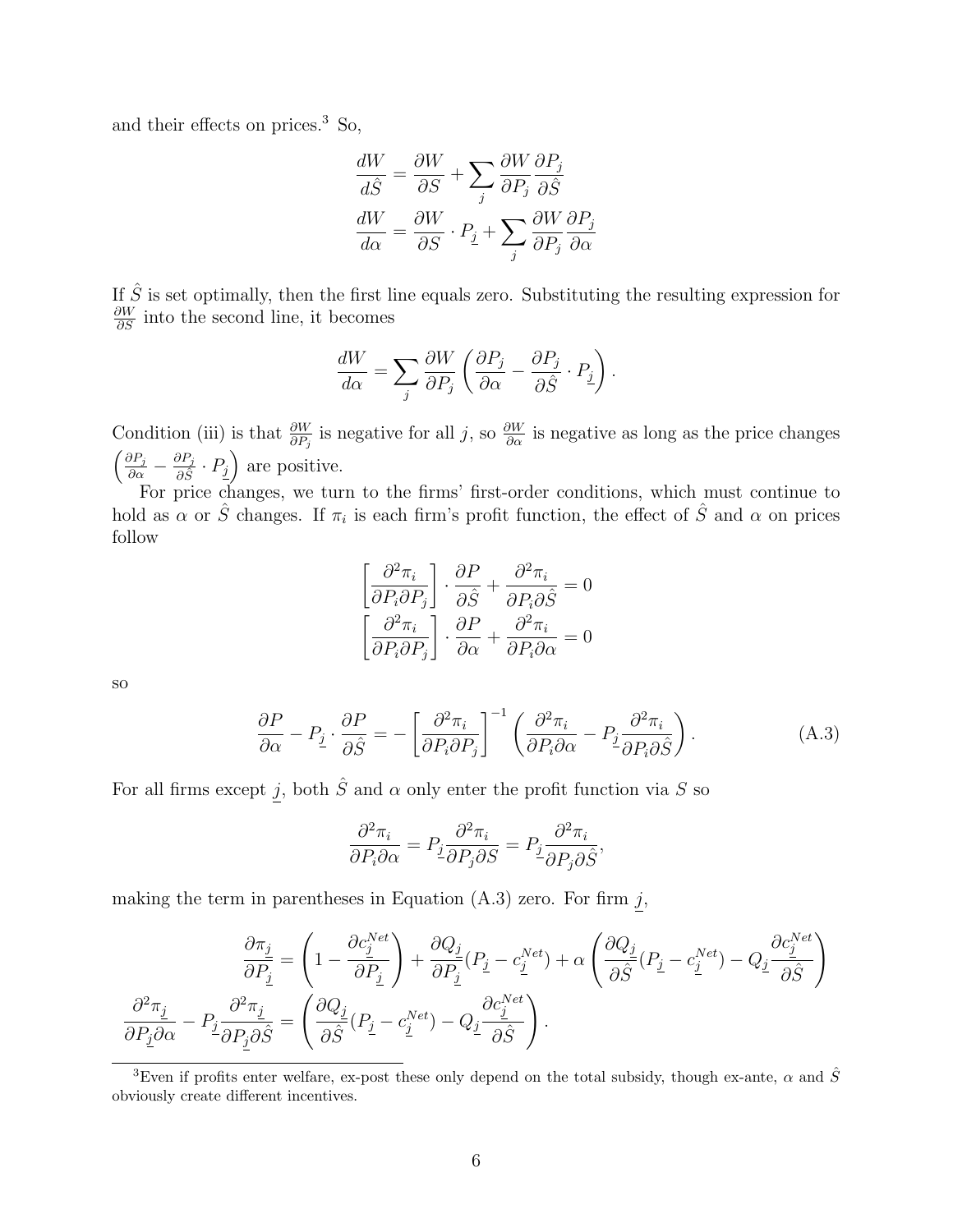and their effects on prices.[3] So,

$$\frac{dW}{d\hat{S}} = \frac{\partial W}{\partial S} + \sum_j \frac{\partial W}{\partial P_j}\frac{\partial P_j}{\partial \hat{S}}$$

$$\frac{dW}{d\alpha} = \frac{\partial W}{\partial S} \cdot P_{\underline{j}} + \sum_j \frac{\partial W}{\partial P_j}\frac{\partial P_j}{\partial \alpha}$$

If $\hat{S}$ is set optimally, then the first line equals zero. Substituting the resulting expression for $\frac{\partial W}{\partial S}$ into the second line, it becomes

$$\frac{dW}{d\alpha} = \sum_j \frac{\partial W}{\partial P_j}\left(\frac{\partial P_j}{\partial \alpha} - \frac{\partial P_j}{\partial \hat{S}} \cdot P_{\underline{j}}\right).$$

Condition (iii) is that $\frac{\partial W}{\partial P_j}$ is negative for all $j$, so $\frac{\partial W}{\partial \alpha}$ is negative as long as the price changes $\left(\frac{\partial P_j}{\partial \alpha} - \frac{\partial P_j}{\partial \hat{S}} \cdot P_{\underline{j}}\right)$ are positive.

For price changes, we turn to the firms' first-order conditions, which must continue to hold as $\alpha$ or $\hat{S}$ changes. If $\pi_i$ is each firm's profit function, the effect of $\hat{S}$ and $\alpha$ on prices follow

$$\left[\frac{\partial^2 \pi_i}{\partial P_i \partial P_j}\right] \cdot \frac{\partial P}{\partial \hat{S}} + \frac{\partial^2 \pi_i}{\partial P_i \partial \hat{S}} = 0$$

$$\left[\frac{\partial^2 \pi_i}{\partial P_i \partial P_j}\right] \cdot \frac{\partial P}{\partial \alpha} + \frac{\partial^2 \pi_i}{\partial P_i \partial \alpha} = 0$$

so

$$\frac{\partial P}{\partial \alpha} - P_{\underline{j}} \cdot \frac{\partial P}{\partial \hat{S}} = -\left[\frac{\partial^2 \pi_i}{\partial P_i \partial P_j}\right]^{-1}\left(\frac{\partial^2 \pi_i}{\partial P_i \partial \alpha} - P_{\underline{j}}\frac{\partial^2 \pi_i}{\partial P_i \partial \hat{S}}\right). \tag{A.3}$$

For all firms except $\underline{j}$, both $\hat{S}$ and $\alpha$ only enter the profit function via $S$ so

$$\frac{\partial^2 \pi_i}{\partial P_i \partial \alpha} = P_{\underline{j}}\frac{\partial^2 \pi_i}{\partial P_j \partial S} = P_{\underline{j}}\frac{\partial^2 \pi_i}{\partial P_j \partial \hat{S}},$$

making the term in parentheses in Equation (A.3) zero. For firm $\underline{j}$,

$$\frac{\partial \pi_{\underline{j}}}{\partial P_{\underline{j}}} = \left(1 - \frac{\partial c_{\underline{j}}^{Net}}{\partial P_{\underline{j}}}\right) + \frac{\partial Q_{\underline{j}}}{\partial P_{\underline{j}}}(P_{\underline{j}} - c_{\underline{j}}^{Net}) + \alpha\left(\frac{\partial Q_{\underline{j}}}{\partial \hat{S}}(P_{\underline{j}} - c_{\underline{j}}^{Net}) - Q_{\underline{j}}\frac{\partial c_{\underline{j}}^{Net}}{\partial \hat{S}}\right)$$

$$\frac{\partial^2 \pi_{\underline{j}}}{\partial P_{\underline{j}} \partial \alpha} - P_{\underline{j}}\frac{\partial^2 \pi_{\underline{j}}}{\partial P_{\underline{j}} \partial \hat{S}} = \left(\frac{\partial Q_{\underline{j}}}{\partial \hat{S}}(P_{\underline{j}} - c_{\underline{j}}^{Net}) - Q_{\underline{j}}\frac{\partial c_{\underline{j}}^{Net}}{\partial \hat{S}}\right).$$

---

[3] Even if profits enter welfare, ex-post these only depend on the total subsidy, though ex-ante, $\alpha$ and $\hat{S}$ obviously create different incentives.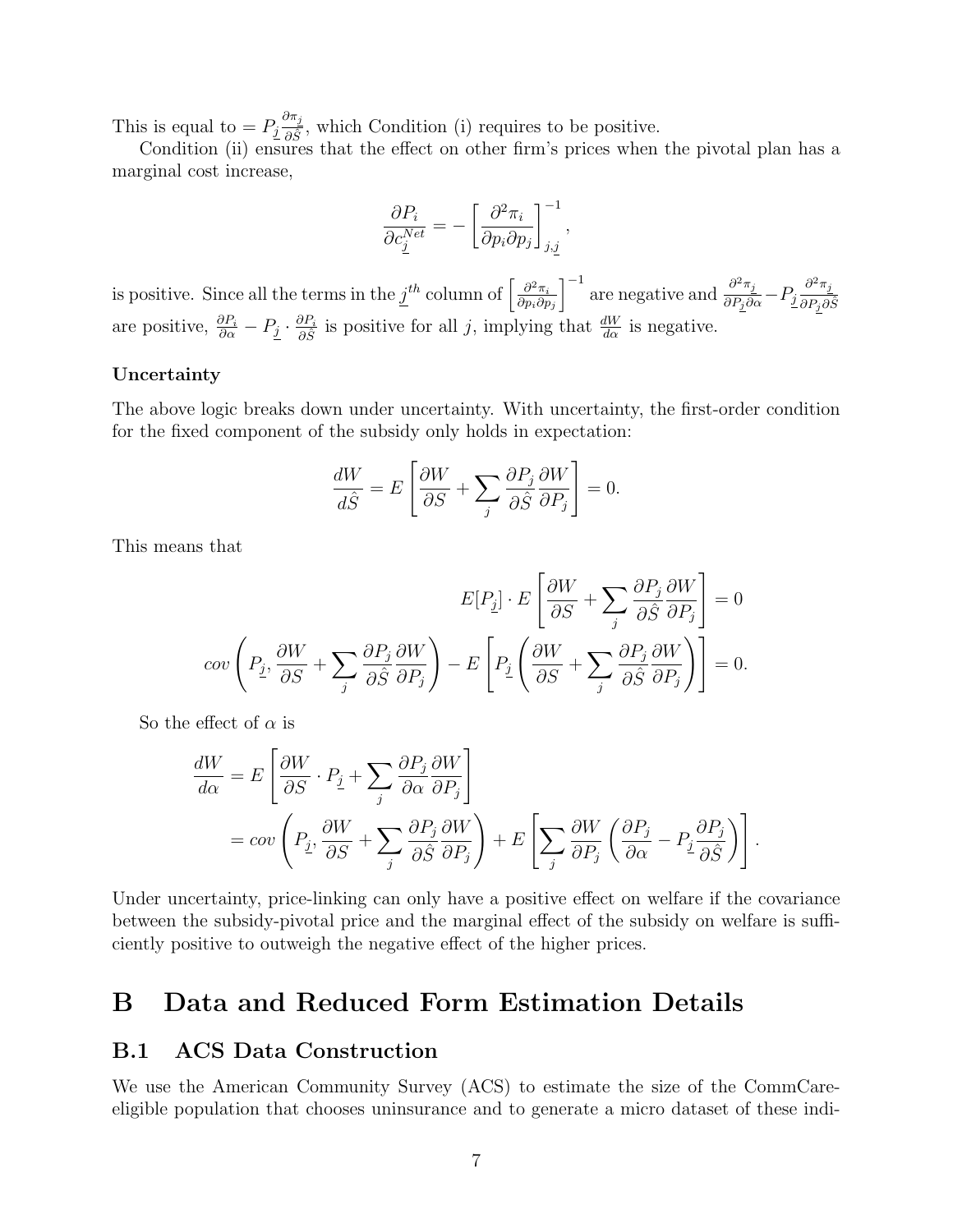This is equal to $= P_{\underline{j}} \frac{\partial \pi_{\underline{j}}}{\partial \hat{S}}$, which Condition (i) requires to be positive.

Condition (ii) ensures that the effect on other firm's prices when the pivotal plan has a marginal cost increase,

$$\frac{\partial P_i}{\partial c_{\underline{j}}^{Net}} = -\left[\frac{\partial^2 \pi_i}{\partial p_i \partial p_j}\right]^{-1}_{j,\underline{j}},$$

is positive. Since all the terms in the $\underline{j}^{th}$ column of $\left[\frac{\partial^2 \pi_i}{\partial p_i \partial p_j}\right]^{-1}$ are negative and $\frac{\partial^2 \pi_{\underline{j}}}{\partial P_{\underline{j}} \partial \alpha} - P_{\underline{j}} \frac{\partial^2 \pi_{\underline{j}}}{\partial P_{\underline{j}} \partial \hat{S}}$ are positive, $\frac{\partial P_i}{\partial \alpha} - P_{\underline{j}} \cdot \frac{\partial P_i}{\partial \hat{S}}$ is positive for all $j$, implying that $\frac{dW}{d\alpha}$ is negative.

**Uncertainty**

The above logic breaks down under uncertainty. With uncertainty, the first-order condition for the fixed component of the subsidy only holds in expectation:

$$\frac{dW}{d\hat{S}} = E\left[\frac{\partial W}{\partial S} + \sum_j \frac{\partial P_j}{\partial \hat{S}} \frac{\partial W}{\partial P_j}\right] = 0.$$

This means that

$$E[P_{\underline{j}}] \cdot E\left[\frac{\partial W}{\partial S} + \sum_j \frac{\partial P_j}{\partial \hat{S}} \frac{\partial W}{\partial P_j}\right] = 0$$

$$cov\left(P_{\underline{j}}, \frac{\partial W}{\partial S} + \sum_j \frac{\partial P_j}{\partial \hat{S}} \frac{\partial W}{\partial P_j}\right) - E\left[P_{\underline{j}}\left(\frac{\partial W}{\partial S} + \sum_j \frac{\partial P_j}{\partial \hat{S}} \frac{\partial W}{\partial P_j}\right)\right] = 0.$$

So the effect of $\alpha$ is

$$\begin{aligned}
\frac{dW}{d\alpha} &= E\left[\frac{\partial W}{\partial S} \cdot P_{\underline{j}} + \sum_j \frac{\partial P_j}{\partial \alpha} \frac{\partial W}{\partial P_j}\right] \\
&= cov\left(P_{\underline{j}}, \frac{\partial W}{\partial S} + \sum_j \frac{\partial P_j}{\partial \hat{S}} \frac{\partial W}{\partial P_j}\right) + E\left[\sum_j \frac{\partial W}{\partial P_j}\left(\frac{\partial P_j}{\partial \alpha} - P_{\underline{j}} \frac{\partial P_j}{\partial \hat{S}}\right)\right].
\end{aligned}$$

Under uncertainty, price-linking can only have a positive effect on welfare if the covariance between the subsidy-pivotal price and the marginal effect of the subsidy on welfare is sufficiently positive to outweigh the negative effect of the higher prices.

# B Data and Reduced Form Estimation Details

## B.1 ACS Data Construction

We use the American Community Survey (ACS) to estimate the size of the CommCare-eligible population that chooses uninsurance and to generate a micro dataset of these indi-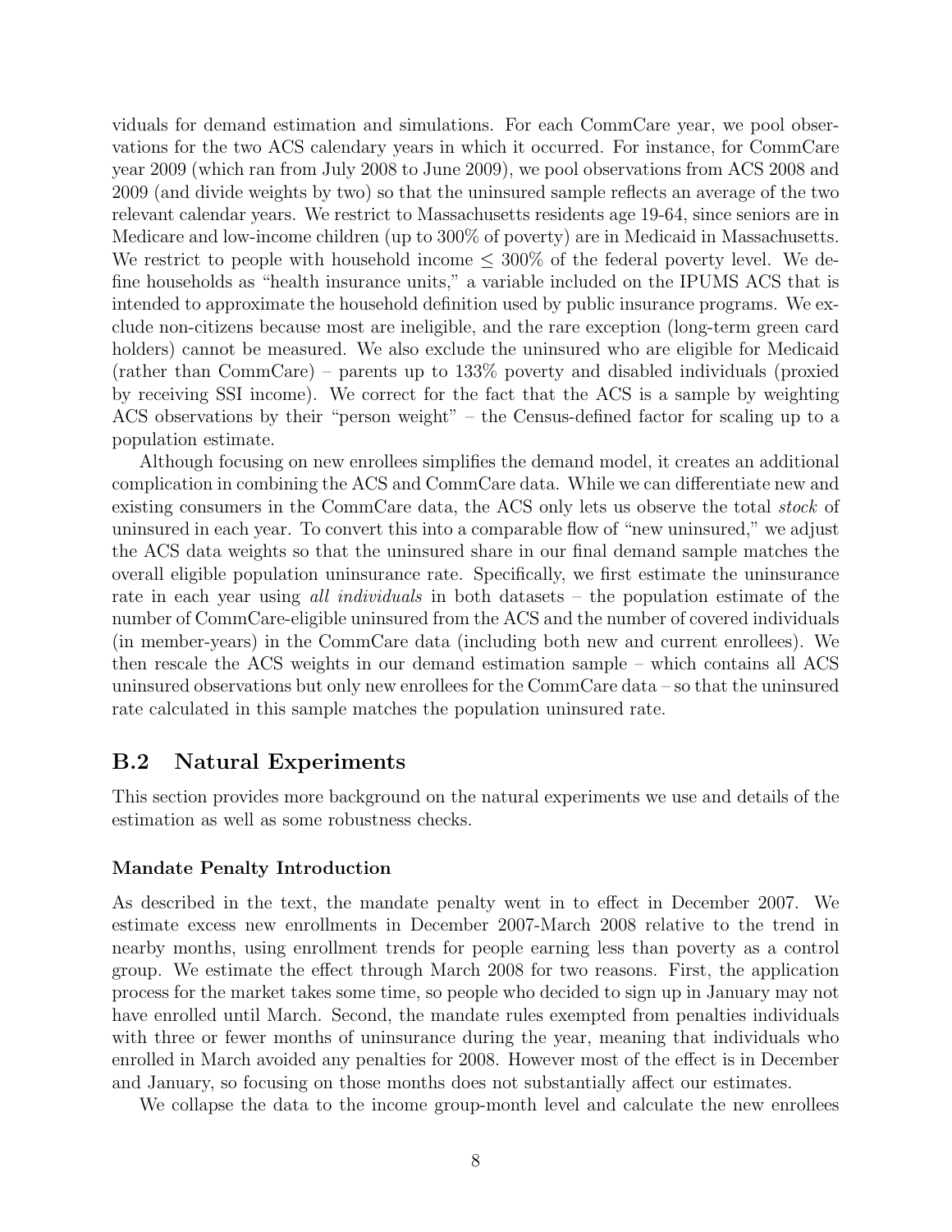viduals for demand estimation and simulations. For each CommCare year, we pool observations for the two ACS calendary years in which it occurred. For instance, for CommCare year 2009 (which ran from July 2008 to June 2009), we pool observations from ACS 2008 and 2009 (and divide weights by two) so that the uninsured sample reflects an average of the two relevant calendar years. We restrict to Massachusetts residents age 19-64, since seniors are in Medicare and low-income children (up to 300% of poverty) are in Medicaid in Massachusetts. We restrict to people with household income $\leq$ 300% of the federal poverty level. We define households as "health insurance units," a variable included on the IPUMS ACS that is intended to approximate the household definition used by public insurance programs. We exclude non-citizens because most are ineligible, and the rare exception (long-term green card holders) cannot be measured. We also exclude the uninsured who are eligible for Medicaid (rather than CommCare) – parents up to 133% poverty and disabled individuals (proxied by receiving SSI income). We correct for the fact that the ACS is a sample by weighting ACS observations by their "person weight" – the Census-defined factor for scaling up to a population estimate.

Although focusing on new enrollees simplifies the demand model, it creates an additional complication in combining the ACS and CommCare data. While we can differentiate new and existing consumers in the CommCare data, the ACS only lets us observe the total *stock* of uninsured in each year. To convert this into a comparable flow of "new uninsured," we adjust the ACS data weights so that the uninsured share in our final demand sample matches the overall eligible population uninsurance rate. Specifically, we first estimate the uninsurance rate in each year using *all individuals* in both datasets – the population estimate of the number of CommCare-eligible uninsured from the ACS and the number of covered individuals (in member-years) in the CommCare data (including both new and current enrollees). We then rescale the ACS weights in our demand estimation sample – which contains all ACS uninsured observations but only new enrollees for the CommCare data – so that the uninsured rate calculated in this sample matches the population uninsured rate.

## B.2 Natural Experiments

This section provides more background on the natural experiments we use and details of the estimation as well as some robustness checks.

#### Mandate Penalty Introduction

As described in the text, the mandate penalty went in to effect in December 2007. We estimate excess new enrollments in December 2007-March 2008 relative to the trend in nearby months, using enrollment trends for people earning less than poverty as a control group. We estimate the effect through March 2008 for two reasons. First, the application process for the market takes some time, so people who decided to sign up in January may not have enrolled until March. Second, the mandate rules exempted from penalties individuals with three or fewer months of uninsurance during the year, meaning that individuals who enrolled in March avoided any penalties for 2008. However most of the effect is in December and January, so focusing on those months does not substantially affect our estimates.

We collapse the data to the income group-month level and calculate the new enrollees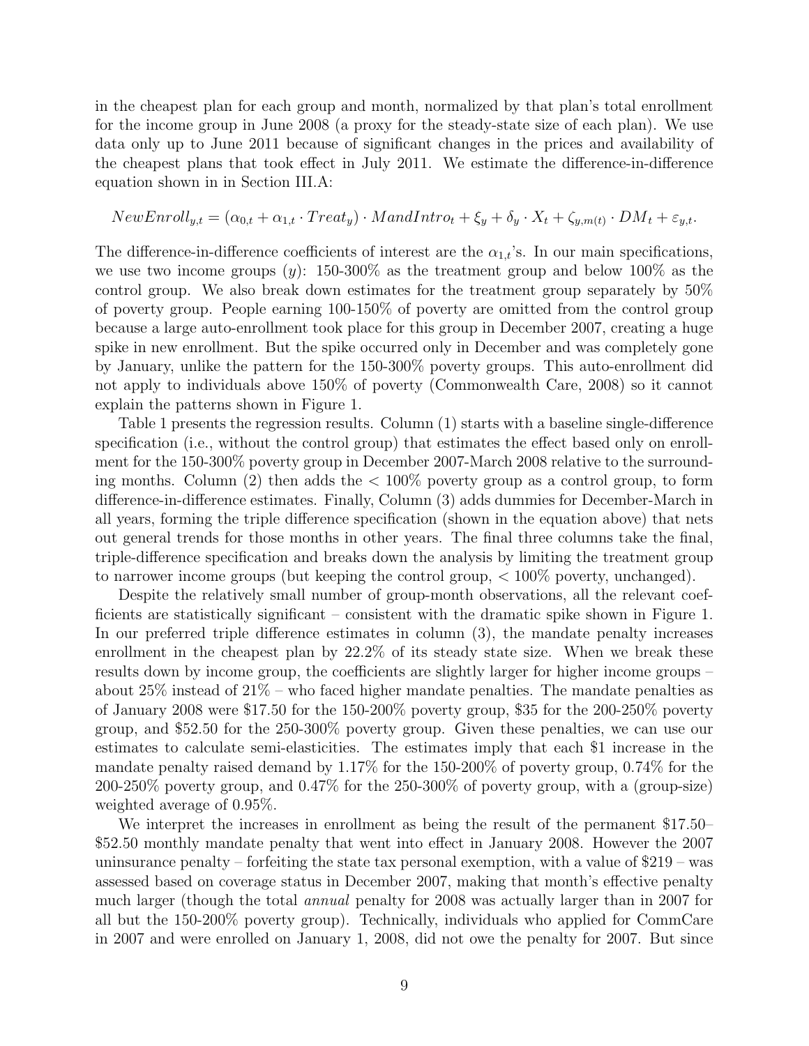in the cheapest plan for each group and month, normalized by that plan's total enrollment for the income group in June 2008 (a proxy for the steady-state size of each plan). We use data only up to June 2011 because of significant changes in the prices and availability of the cheapest plans that took effect in July 2011. We estimate the difference-in-difference equation shown in in Section III.A:

$$NewEnroll_{y,t} = (\alpha_{0,t} + \alpha_{1,t} \cdot Treat_y) \cdot MandIntro_t + \xi_y + \delta_y \cdot X_t + \zeta_{y,m(t)} \cdot DM_t + \varepsilon_{y,t}.$$

The difference-in-difference coefficients of interest are the $\alpha_{1,t}$'s. In our main specifications, we use two income groups ($y$): 150-300% as the treatment group and below 100% as the control group. We also break down estimates for the treatment group separately by 50% of poverty group. People earning 100-150% of poverty are omitted from the control group because a large auto-enrollment took place for this group in December 2007, creating a huge spike in new enrollment. But the spike occurred only in December and was completely gone by January, unlike the pattern for the 150-300% poverty groups. This auto-enrollment did not apply to individuals above 150% of poverty (Commonwealth Care, 2008) so it cannot explain the patterns shown in Figure 1.

Table 1 presents the regression results. Column (1) starts with a baseline single-difference specification (i.e., without the control group) that estimates the effect based only on enrollment for the 150-300% poverty group in December 2007-March 2008 relative to the surrounding months. Column (2) then adds the $< 100\%$ poverty group as a control group, to form difference-in-difference estimates. Finally, Column (3) adds dummies for December-March in all years, forming the triple difference specification (shown in the equation above) that nets out general trends for those months in other years. The final three columns take the final, triple-difference specification and breaks down the analysis by limiting the treatment group to narrower income groups (but keeping the control group, $< 100\%$ poverty, unchanged).

Despite the relatively small number of group-month observations, all the relevant coefficients are statistically significant – consistent with the dramatic spike shown in Figure 1. In our preferred triple difference estimates in column (3), the mandate penalty increases enrollment in the cheapest plan by 22.2% of its steady state size. When we break these results down by income group, the coefficients are slightly larger for higher income groups – about 25% instead of 21% – who faced higher mandate penalties. The mandate penalties as of January 2008 were $17.50 for the 150-200% poverty group, $35 for the 200-250% poverty group, and $52.50 for the 250-300% poverty group. Given these penalties, we can use our estimates to calculate semi-elasticities. The estimates imply that each $1 increase in the mandate penalty raised demand by 1.17% for the 150-200% of poverty group, 0.74% for the 200-250% poverty group, and 0.47% for the 250-300% of poverty group, with a (group-size) weighted average of 0.95%.

We interpret the increases in enrollment as being the result of the permanent $17.50–$52.50 monthly mandate penalty that went into effect in January 2008. However the 2007 uninsurance penalty – forfeiting the state tax personal exemption, with a value of $219 – was assessed based on coverage status in December 2007, making that month's effective penalty much larger (though the total *annual* penalty for 2008 was actually larger than in 2007 for all but the 150-200% poverty group). Technically, individuals who applied for CommCare in 2007 and were enrolled on January 1, 2008, did not owe the penalty for 2007. But since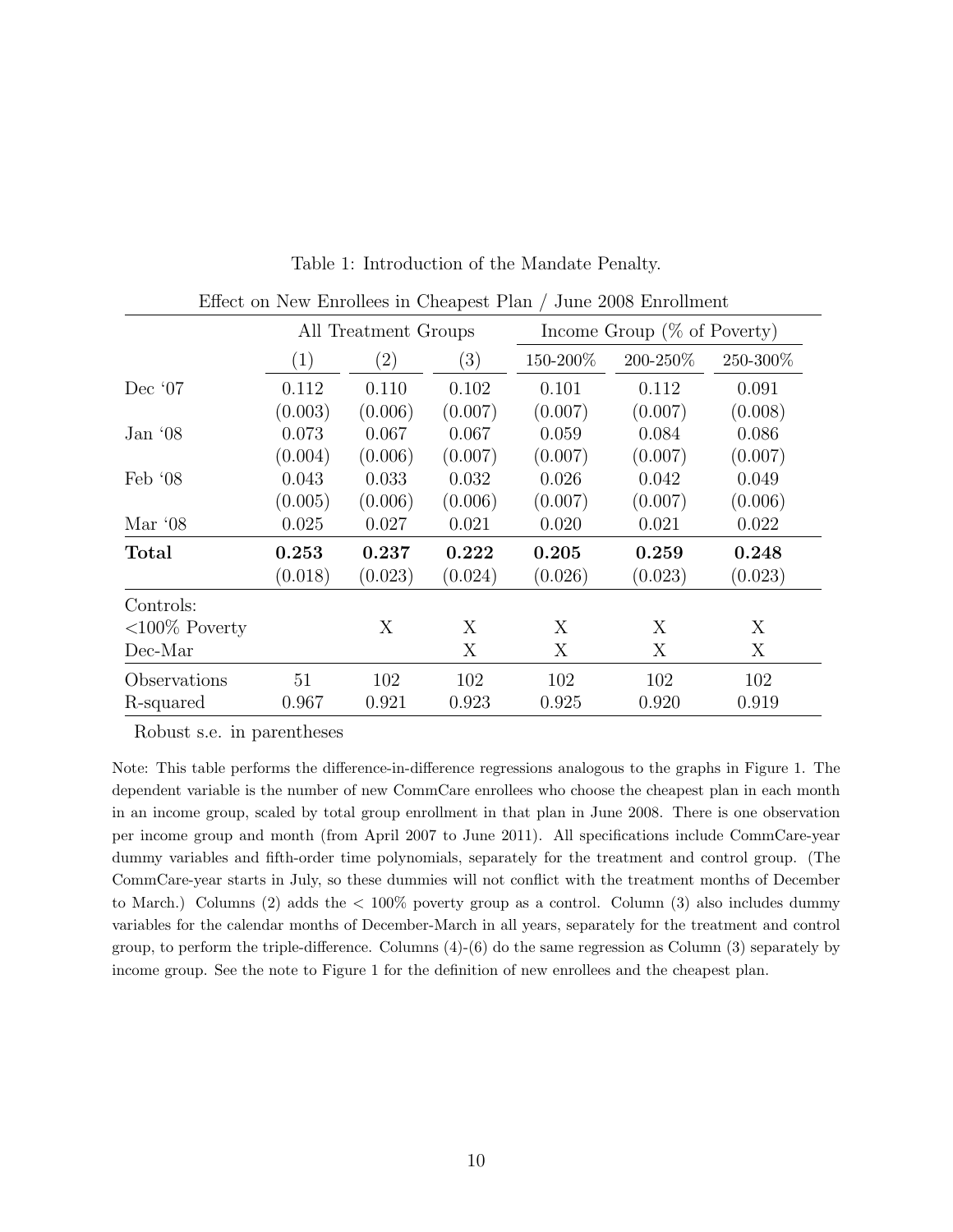Table 1: Introduction of the Mandate Penalty.

| Effect on New Enrollees in Cheapest Plan / June 2008 Enrollment | | | | | | |
|---|---|---|---|---|---|---|
| | All Treatment Groups | | | Income Group (% of Poverty) | | |
| | (1) | (2) | (3) | 150-200% | 200-250% | 250-300% |
| Dec '07 | 0.112 | 0.110 | 0.102 | 0.101 | 0.112 | 0.091 |
| | (0.003) | (0.006) | (0.007) | (0.007) | (0.007) | (0.008) |
| Jan '08 | 0.073 | 0.067 | 0.067 | 0.059 | 0.084 | 0.086 |
| | (0.004) | (0.006) | (0.007) | (0.007) | (0.007) | (0.007) |
| Feb '08 | 0.043 | 0.033 | 0.032 | 0.026 | 0.042 | 0.049 |
| | (0.005) | (0.006) | (0.006) | (0.007) | (0.007) | (0.006) |
| Mar '08 | 0.025 | 0.027 | 0.021 | 0.020 | 0.021 | 0.022 |
| **Total** | **0.253** | **0.237** | **0.222** | **0.205** | **0.259** | **0.248** |
| | (0.018) | (0.023) | (0.024) | (0.026) | (0.023) | (0.023) |
| Controls: | | | | | | |
| <100% Poverty | | X | X | X | X | X |
| Dec-Mar | | | X | X | X | X |
| Observations | 51 | 102 | 102 | 102 | 102 | 102 |
| R-squared | 0.967 | 0.921 | 0.923 | 0.925 | 0.920 | 0.919 |

Robust s.e. in parentheses

Note: This table performs the difference-in-difference regressions analogous to the graphs in Figure 1. The dependent variable is the number of new CommCare enrollees who choose the cheapest plan in each month in an income group, scaled by total group enrollment in that plan in June 2008. There is one observation per income group and month (from April 2007 to June 2011). All specifications include CommCare-year dummy variables and fifth-order time polynomials, separately for the treatment and control group. (The CommCare-year starts in July, so these dummies will not conflict with the treatment months of December to March.) Columns (2) adds the < 100% poverty group as a control. Column (3) also includes dummy variables for the calendar months of December-March in all years, separately for the treatment and control group, to perform the triple-difference. Columns (4)-(6) do the same regression as Column (3) separately by income group. See the note to Figure 1 for the definition of new enrollees and the cheapest plan.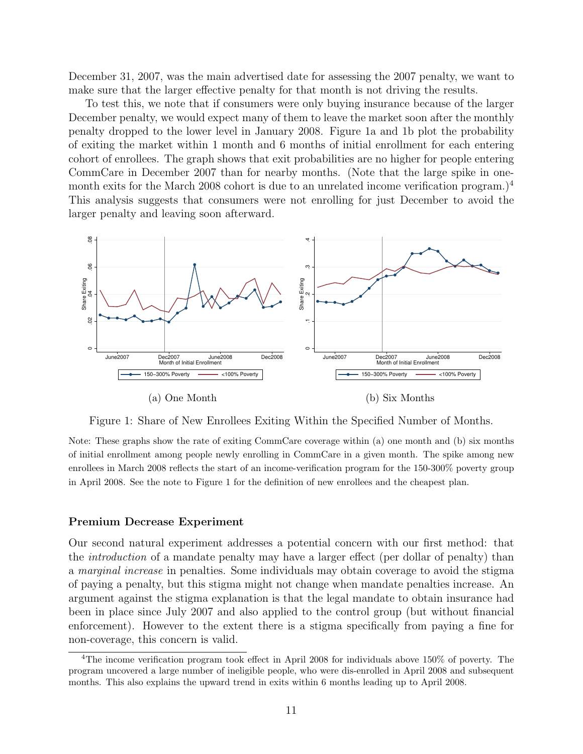December 31, 2007, was the main advertised date for assessing the 2007 penalty, we want to make sure that the larger effective penalty for that month is not driving the results.

To test this, we note that if consumers were only buying insurance because of the larger December penalty, we would expect many of them to leave the market soon after the monthly penalty dropped to the lower level in January 2008. Figure 1a and 1b plot the probability of exiting the market within 1 month and 6 months of initial enrollment for each entering cohort of enrollees. The graph shows that exit probabilities are no higher for people entering CommCare in December 2007 than for nearby months. (Note that the large spike in one-month exits for the March 2008 cohort is due to an unrelated income verification program.)[4] This analysis suggests that consumers were not enrolling for just December to avoid the larger penalty and leaving soon afterward.

(a) One Month

(b) Six Months

Figure 1: Share of New Enrollees Exiting Within the Specified Number of Months.

Note: These graphs show the rate of exiting CommCare coverage within (a) one month and (b) six months of initial enrollment among people newly enrolling in CommCare in a given month. The spike among new enrollees in March 2008 reflects the start of an income-verification program for the 150-300% poverty group in April 2008. See the note to Figure 1 for the definition of new enrollees and the cheapest plan.

### Premium Decrease Experiment

Our second natural experiment addresses a potential concern with our first method: that the *introduction* of a mandate penalty may have a larger effect (per dollar of penalty) than a *marginal increase* in penalties. Some individuals may obtain coverage to avoid the stigma of paying a penalty, but this stigma might not change when mandate penalties increase. An argument against the stigma explanation is that the legal mandate to obtain insurance had been in place since July 2007 and also applied to the control group (but without financial enforcement). However to the extent there is a stigma specifically from paying a fine for non-coverage, this concern is valid.

[4]The income verification program took effect in April 2008 for individuals above 150% of poverty. The program uncovered a large number of ineligible people, who were dis-enrolled in April 2008 and subsequent months. This also explains the upward trend in exits within 6 months leading up to April 2008.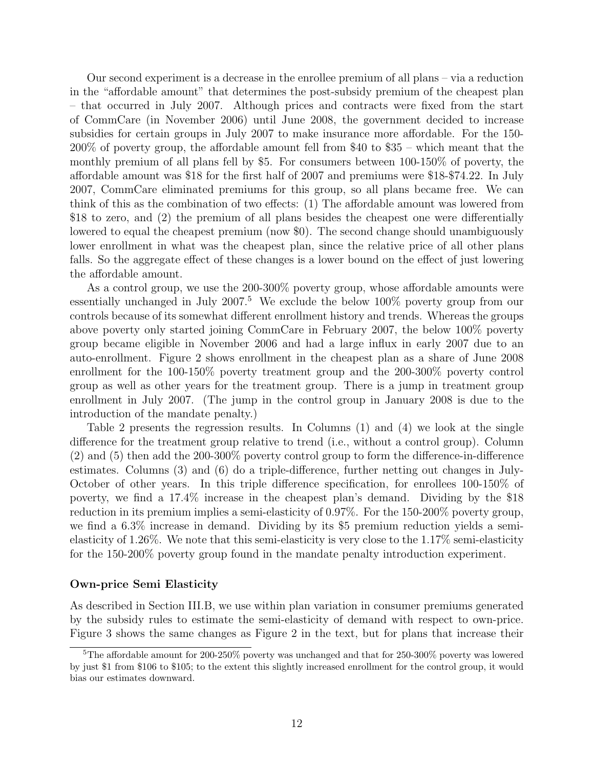Our second experiment is a decrease in the enrollee premium of all plans – via a reduction in the "affordable amount" that determines the post-subsidy premium of the cheapest plan – that occurred in July 2007. Although prices and contracts were fixed from the start of CommCare (in November 2006) until June 2008, the government decided to increase subsidies for certain groups in July 2007 to make insurance more affordable. For the 150-200% of poverty group, the affordable amount fell from \$40 to \$35 – which meant that the monthly premium of all plans fell by \$5. For consumers between 100-150% of poverty, the affordable amount was \$18 for the first half of 2007 and premiums were \$18-\$74.22. In July 2007, CommCare eliminated premiums for this group, so all plans became free. We can think of this as the combination of two effects: (1) The affordable amount was lowered from \$18 to zero, and (2) the premium of all plans besides the cheapest one were differentially lowered to equal the cheapest premium (now \$0). The second change should unambiguously lower enrollment in what was the cheapest plan, since the relative price of all other plans falls. So the aggregate effect of these changes is a lower bound on the effect of just lowering the affordable amount.

As a control group, we use the 200-300% poverty group, whose affordable amounts were essentially unchanged in July 2007.[5] We exclude the below 100% poverty group from our controls because of its somewhat different enrollment history and trends. Whereas the groups above poverty only started joining CommCare in February 2007, the below 100% poverty group became eligible in November 2006 and had a large influx in early 2007 due to an auto-enrollment. Figure 2 shows enrollment in the cheapest plan as a share of June 2008 enrollment for the 100-150% poverty treatment group and the 200-300% poverty control group as well as other years for the treatment group. There is a jump in treatment group enrollment in July 2007. (The jump in the control group in January 2008 is due to the introduction of the mandate penalty.)

Table 2 presents the regression results. In Columns (1) and (4) we look at the single difference for the treatment group relative to trend (i.e., without a control group). Column (2) and (5) then add the 200-300% poverty control group to form the difference-in-difference estimates. Columns (3) and (6) do a triple-difference, further netting out changes in July-October of other years. In this triple difference specification, for enrollees 100-150% of poverty, we find a 17.4% increase in the cheapest plan's demand. Dividing by the \$18 reduction in its premium implies a semi-elasticity of 0.97%. For the 150-200% poverty group, we find a 6.3% increase in demand. Dividing by its \$5 premium reduction yields a semi-elasticity of 1.26%. We note that this semi-elasticity is very close to the 1.17% semi-elasticity for the 150-200% poverty group found in the mandate penalty introduction experiment.

**Own-price Semi Elasticity**

As described in Section III.B, we use within plan variation in consumer premiums generated by the subsidy rules to estimate the semi-elasticity of demand with respect to own-price. Figure 3 shows the same changes as Figure 2 in the text, but for plans that increase their

[5] The affordable amount for 200-250% poverty was unchanged and that for 250-300% poverty was lowered by just \$1 from \$106 to \$105; to the extent this slightly increased enrollment for the control group, it would bias our estimates downward.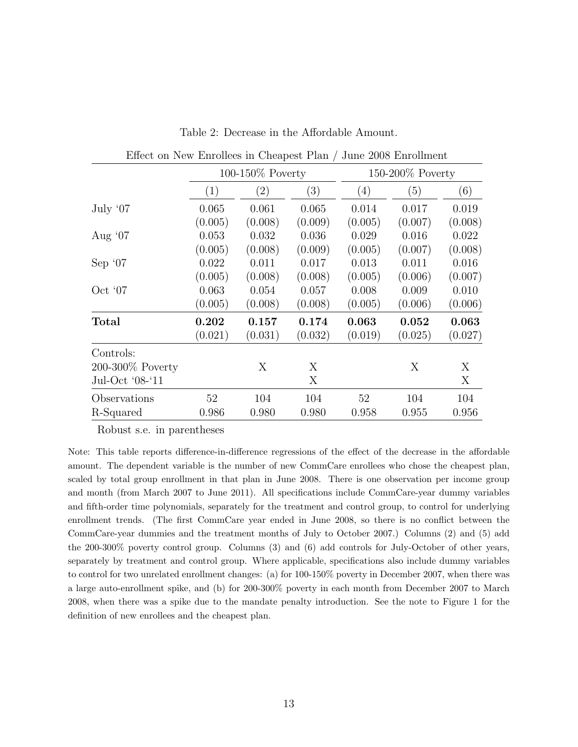Table 2: Decrease in the Affordable Amount.

| Effect on New Enrollees in Cheapest Plan / June 2008 Enrollment | | | | | | |
|---|---|---|---|---|---|---|
| | 100-150% Poverty | | | 150-200% Poverty | | |
| | (1) | (2) | (3) | (4) | (5) | (6) |
| July '07 | 0.065 | 0.061 | 0.065 | 0.014 | 0.017 | 0.019 |
| | (0.005) | (0.008) | (0.009) | (0.005) | (0.007) | (0.008) |
| Aug '07 | 0.053 | 0.032 | 0.036 | 0.029 | 0.016 | 0.022 |
| | (0.005) | (0.008) | (0.009) | (0.005) | (0.007) | (0.008) |
| Sep '07 | 0.022 | 0.011 | 0.017 | 0.013 | 0.011 | 0.016 |
| | (0.005) | (0.008) | (0.008) | (0.005) | (0.006) | (0.007) |
| Oct '07 | 0.063 | 0.054 | 0.057 | 0.008 | 0.009 | 0.010 |
| | (0.005) | (0.008) | (0.008) | (0.005) | (0.006) | (0.006) |
| **Total** | **0.202** | **0.157** | **0.174** | **0.063** | **0.052** | **0.063** |
| | (0.021) | (0.031) | (0.032) | (0.019) | (0.025) | (0.027) |
| Controls: | | | | | | |
| 200-300% Poverty | | X | X | | X | X |
| Jul-Oct '08-'11 | | | X | | | X |
| Observations | 52 | 104 | 104 | 52 | 104 | 104 |
| R-Squared | 0.986 | 0.980 | 0.980 | 0.958 | 0.955 | 0.956 |

Robust s.e. in parentheses

Note: This table reports difference-in-difference regressions of the effect of the decrease in the affordable amount. The dependent variable is the number of new CommCare enrollees who chose the cheapest plan, scaled by total group enrollment in that plan in June 2008. There is one observation per income group and month (from March 2007 to June 2011). All specifications include CommCare-year dummy variables and fifth-order time polynomials, separately for the treatment and control group, to control for underlying enrollment trends. (The first CommCare year ended in June 2008, so there is no conflict between the CommCare-year dummies and the treatment months of July to October 2007.) Columns (2) and (5) add the 200-300% poverty control group. Columns (3) and (6) add controls for July-October of other years, separately by treatment and control group. Where applicable, specifications also include dummy variables to control for two unrelated enrollment changes: (a) for 100-150% poverty in December 2007, when there was a large auto-enrollment spike, and (b) for 200-300% poverty in each month from December 2007 to March 2008, when there was a spike due to the mandate penalty introduction. See the note to Figure 1 for the definition of new enrollees and the cheapest plan.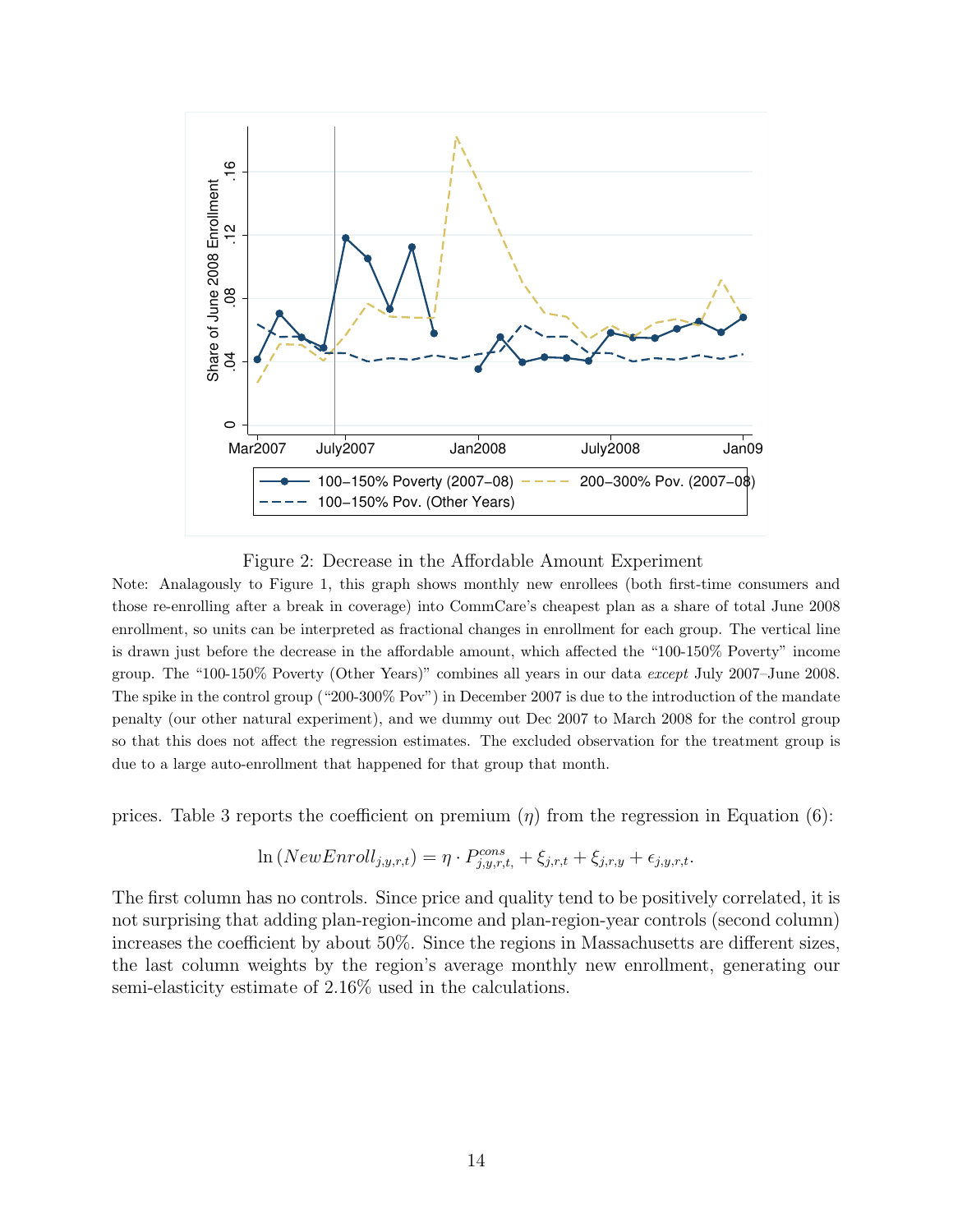Figure 2: Decrease in the Affordable Amount Experiment

Note: Analagously to Figure 1, this graph shows monthly new enrollees (both first-time consumers and those re-enrolling after a break in coverage) into CommCare's cheapest plan as a share of total June 2008 enrollment, so units can be interpreted as fractional changes in enrollment for each group. The vertical line is drawn just before the decrease in the affordable amount, which affected the "100-150% Poverty" income group. The "100-150% Poverty (Other Years)" combines all years in our data *except* July 2007–June 2008. The spike in the control group ("200-300% Pov") in December 2007 is due to the introduction of the mandate penalty (our other natural experiment), and we dummy out Dec 2007 to March 2008 for the control group so that this does not affect the regression estimates. The excluded observation for the treatment group is due to a large auto-enrollment that happened for that group that month.

prices. Table 3 reports the coefficient on premium ($\eta$) from the regression in Equation (6):

$$\ln\left(NewEnroll_{j,y,r,t}\right) = \eta \cdot P^{cons}_{j,y,r,t,} + \xi_{j,r,t} + \xi_{j,r,y} + \epsilon_{j,y,r,t}.$$

The first column has no controls. Since price and quality tend to be positively correlated, it is not surprising that adding plan-region-income and plan-region-year controls (second column) increases the coefficient by about 50%. Since the regions in Massachusetts are different sizes, the last column weights by the region's average monthly new enrollment, generating our semi-elasticity estimate of 2.16% used in the calculations.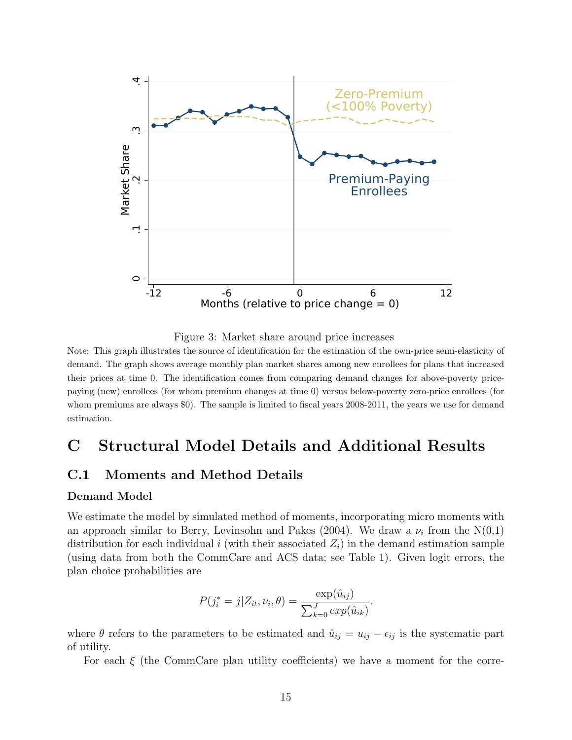Figure 3: Market share around price increases

Note: This graph illustrates the source of identification for the estimation of the own-price semi-elasticity of demand. The graph shows average monthly plan market shares among new enrollees for plans that increased their prices at time 0. The identification comes from comparing demand changes for above-poverty price-paying (new) enrollees (for whom premium changes at time 0) versus below-poverty zero-price enrollees (for whom premiums are always \$0). The sample is limited to fiscal years 2008-2011, the years we use for demand estimation.

# C Structural Model Details and Additional Results

## C.1 Moments and Method Details

### Demand Model

We estimate the model by simulated method of moments, incorporating micro moments with an approach similar to Berry, Levinsohn and Pakes (2004). We draw a $\nu_i$ from the N(0,1) distribution for each individual $i$ (with their associated $Z_i$) in the demand estimation sample (using data from both the CommCare and ACS data; see Table 1). Given logit errors, the plan choice probabilities are

$$P(j_i^* = j | Z_{it}, \nu_i, \theta) = \frac{\exp(\hat{u}_{ij})}{\sum_{k=0}^{J} exp(\hat{u}_{ik})}.$$

where $\theta$ refers to the parameters to be estimated and $\hat{u}_{ij} = u_{ij} - \epsilon_{ij}$ is the systematic part of utility.

For each $\xi$ (the CommCare plan utility coefficients) we have a moment for the corre-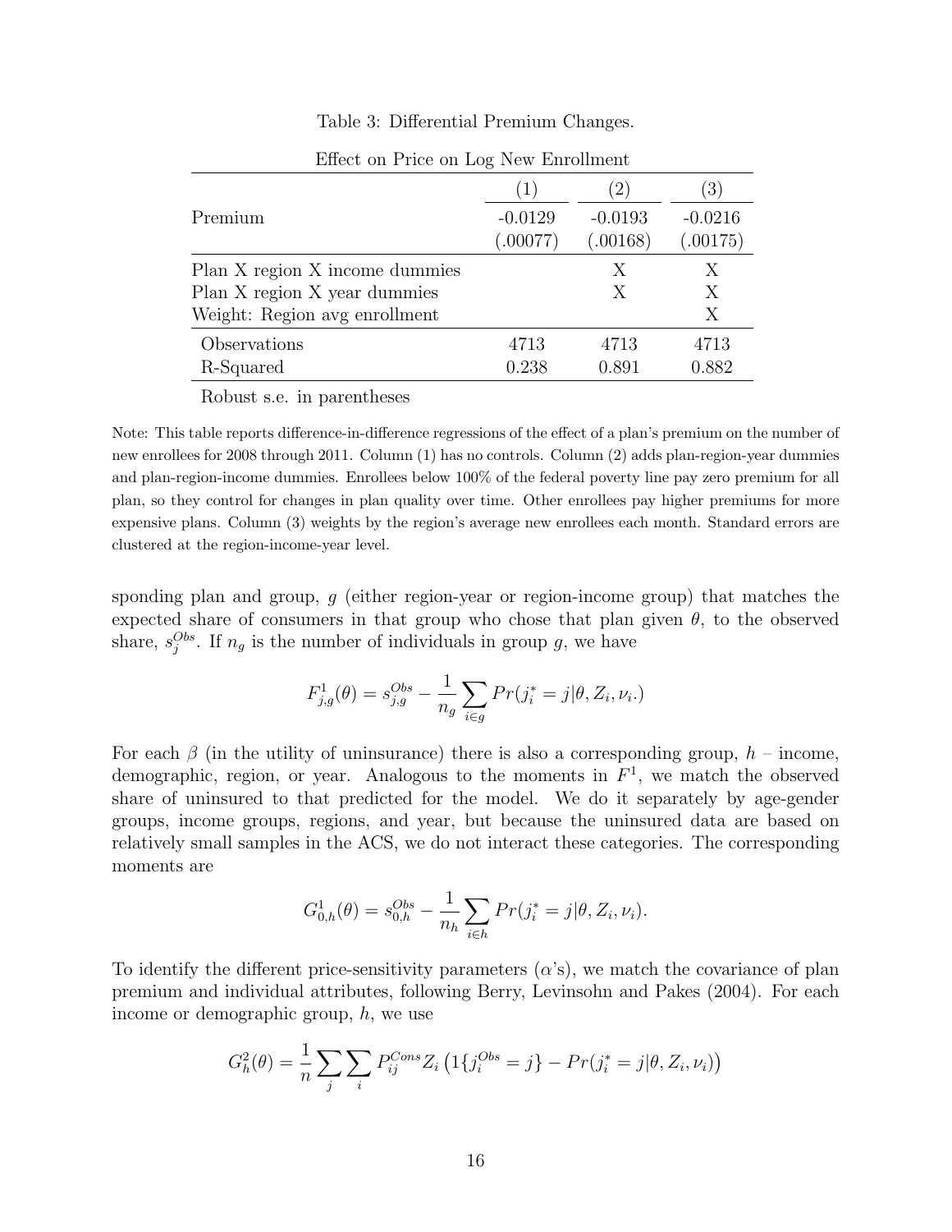Table 3: Differential Premium Changes.

| Effect on Price on Log New Enrollment | (1) | (2) | (3) |
|---|---|---|---|
| Premium | -0.0129 | -0.0193 | -0.0216 |
| | (.00077) | (.00168) | (.00175) |
| Plan X region X income dummies | | X | X |
| Plan X region X year dummies | | X | X |
| Weight: Region avg enrollment | | | X |
| Observations | 4713 | 4713 | 4713 |
| R-Squared | 0.238 | 0.891 | 0.882 |

Robust s.e. in parentheses

Note: This table reports difference-in-difference regressions of the effect of a plan's premium on the number of new enrollees for 2008 through 2011. Column (1) has no controls. Column (2) adds plan-region-year dummies and plan-region-income dummies. Enrollees below 100% of the federal poverty line pay zero premium for all plan, so they control for changes in plan quality over time. Other enrollees pay higher premiums for more expensive plans. Column (3) weights by the region's average new enrollees each month. Standard errors are clustered at the region-income-year level.

sponding plan and group, $g$ (either region-year or region-income group) that matches the expected share of consumers in that group who chose that plan given $\theta$, to the observed share, $s_j^{Obs}$. If $n_g$ is the number of individuals in group $g$, we have

$$F_{j,g}^1(\theta) = s_{j,g}^{Obs} - \frac{1}{n_g} \sum_{i \in g} Pr(j_i^* = j | \theta, Z_i, \nu_i.)$$

For each $\beta$ (in the utility of uninsurance) there is also a corresponding group, $h$ – income, demographic, region, or year. Analogous to the moments in $F^1$, we match the observed share of uninsured to that predicted for the model. We do it separately by age-gender groups, income groups, regions, and year, but because the uninsured data are based on relatively small samples in the ACS, we do not interact these categories. The corresponding moments are

$$G_{0,h}^1(\theta) = s_{0,h}^{Obs} - \frac{1}{n_h} \sum_{i \in h} Pr(j_i^* = j | \theta, Z_i, \nu_i).$$

To identify the different price-sensitivity parameters ($\alpha$'s), we match the covariance of plan premium and individual attributes, following Berry, Levinsohn and Pakes (2004). For each income or demographic group, $h$, we use

$$G_h^2(\theta) = \frac{1}{n} \sum_j \sum_i P_{ij}^{Cons} Z_i \left(1\{j_i^{Obs} = j\} - Pr(j_i^* = j | \theta, Z_i, \nu_i)\right)$$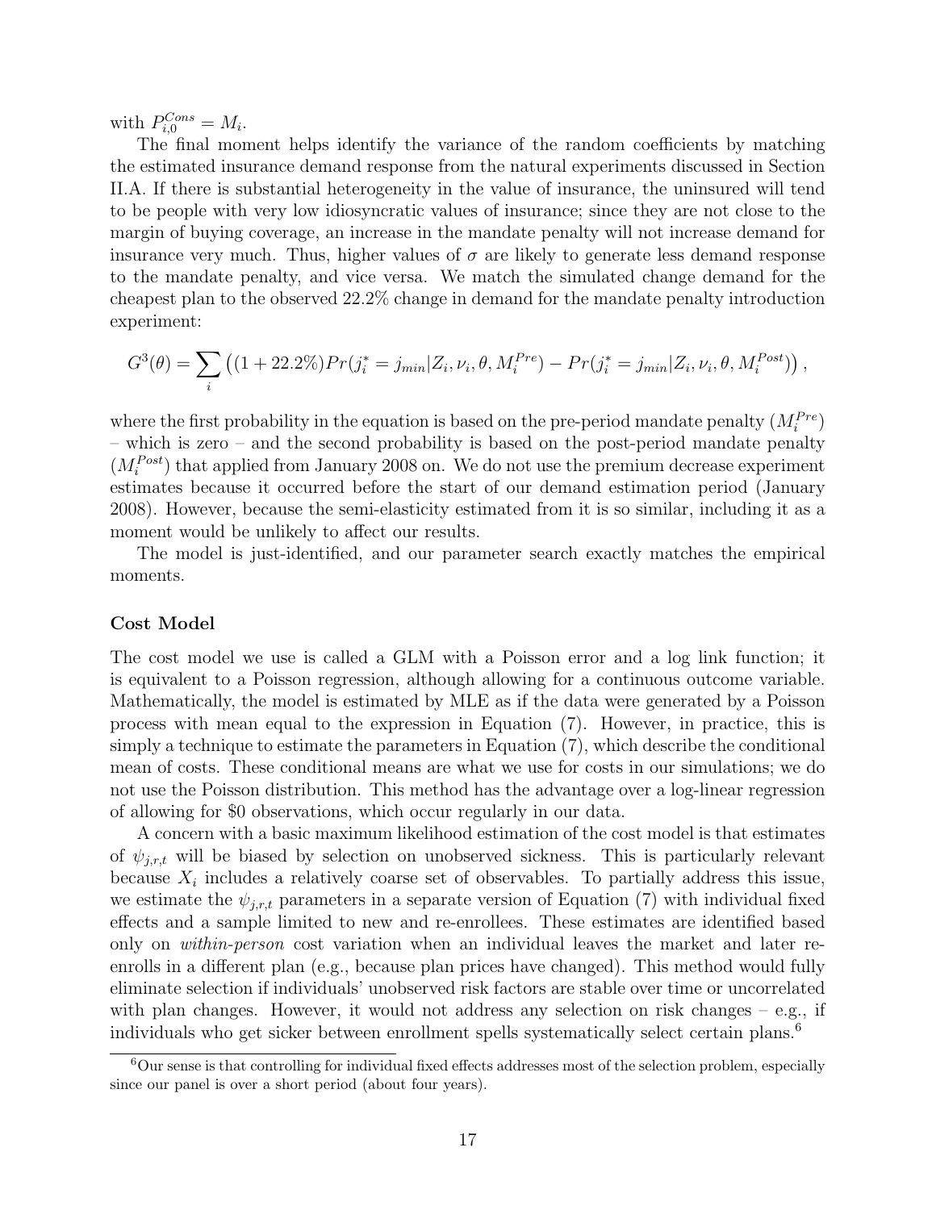with $P_{i,0}^{Cons} = M_i$.

The final moment helps identify the variance of the random coefficients by matching the estimated insurance demand response from the natural experiments discussed in Section II.A. If there is substantial heterogeneity in the value of insurance, the uninsured will tend to be people with very low idiosyncratic values of insurance; since they are not close to the margin of buying coverage, an increase in the mandate penalty will not increase demand for insurance very much. Thus, higher values of $\sigma$ are likely to generate less demand response to the mandate penalty, and vice versa. We match the simulated change demand for the cheapest plan to the observed 22.2% change in demand for the mandate penalty introduction experiment:

$$G^3(\theta) = \sum_i \left( (1 + 22.2\%) Pr(j_i^* = j_{min} | Z_i, \nu_i, \theta, M_i^{Pre}) - Pr(j_i^* = j_{min} | Z_i, \nu_i, \theta, M_i^{Post}) \right),$$

where the first probability in the equation is based on the pre-period mandate penalty ($M_i^{Pre}$) – which is zero – and the second probability is based on the post-period mandate penalty ($M_i^{Post}$) that applied from January 2008 on. We do not use the premium decrease experiment estimates because it occurred before the start of our demand estimation period (January 2008). However, because the semi-elasticity estimated from it is so similar, including it as a moment would be unlikely to affect our results.

The model is just-identified, and our parameter search exactly matches the empirical moments.

**Cost Model**

The cost model we use is called a GLM with a Poisson error and a log link function; it is equivalent to a Poisson regression, although allowing for a continuous outcome variable. Mathematically, the model is estimated by MLE as if the data were generated by a Poisson process with mean equal to the expression in Equation (7). However, in practice, this is simply a technique to estimate the parameters in Equation (7), which describe the conditional mean of costs. These conditional means are what we use for costs in our simulations; we do not use the Poisson distribution. This method has the advantage over a log-linear regression of allowing for \$0 observations, which occur regularly in our data.

A concern with a basic maximum likelihood estimation of the cost model is that estimates of $\psi_{j,r,t}$ will be biased by selection on unobserved sickness. This is particularly relevant because $X_i$ includes a relatively coarse set of observables. To partially address this issue, we estimate the $\psi_{j,r,t}$ parameters in a separate version of Equation (7) with individual fixed effects and a sample limited to new and re-enrollees. These estimates are identified based only on *within-person* cost variation when an individual leaves the market and later re-enrolls in a different plan (e.g., because plan prices have changed). This method would fully eliminate selection if individuals' unobserved risk factors are stable over time or uncorrelated with plan changes. However, it would not address any selection on risk changes – e.g., if individuals who get sicker between enrollment spells systematically select certain plans.[6]

[6] Our sense is that controlling for individual fixed effects addresses most of the selection problem, especially since our panel is over a short period (about four years).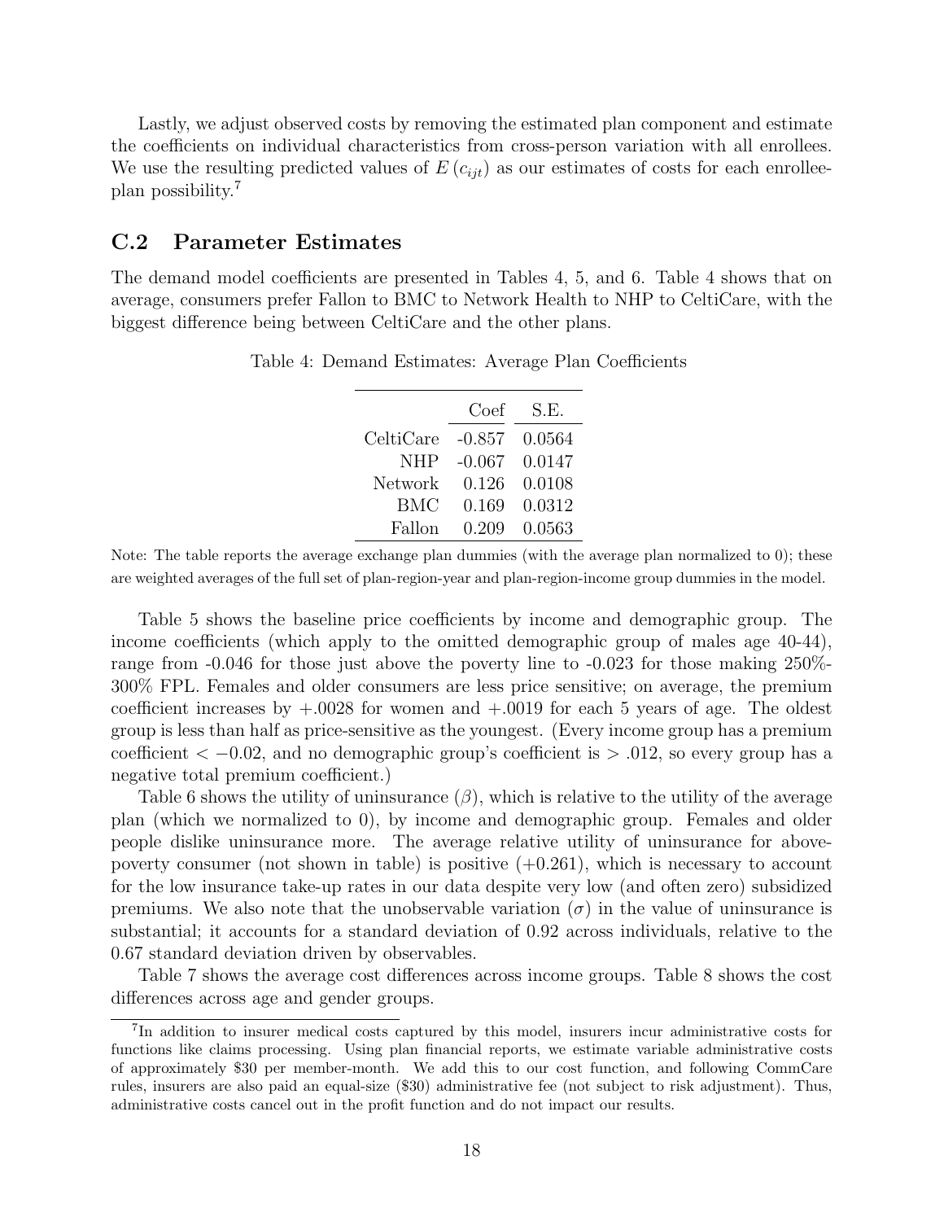Lastly, we adjust observed costs by removing the estimated plan component and estimate the coefficients on individual characteristics from cross-person variation with all enrollees. We use the resulting predicted values of $E(c_{ijt})$ as our estimates of costs for each enrollee-plan possibility.[7]

## C.2 Parameter Estimates

The demand model coefficients are presented in Tables 4, 5, and 6. Table 4 shows that on average, consumers prefer Fallon to BMC to Network Health to NHP to CeltiCare, with the biggest difference being between CeltiCare and the other plans.

Table 4: Demand Estimates: Average Plan Coefficients

| | Coef | S.E. |
|---|---|---|
| CeltiCare | -0.857 | 0.0564 |
| NHP | -0.067 | 0.0147 |
| Network | 0.126 | 0.0108 |
| BMC | 0.169 | 0.0312 |
| Fallon | 0.209 | 0.0563 |

Note: The table reports the average exchange plan dummies (with the average plan normalized to 0); these are weighted averages of the full set of plan-region-year and plan-region-income group dummies in the model.

Table 5 shows the baseline price coefficients by income and demographic group. The income coefficients (which apply to the omitted demographic group of males age 40-44), range from -0.046 for those just above the poverty line to -0.023 for those making 250%-300% FPL. Females and older consumers are less price sensitive; on average, the premium coefficient increases by +.0028 for women and +.0019 for each 5 years of age. The oldest group is less than half as price-sensitive as the youngest. (Every income group has a premium coefficient $< -0.02$, and no demographic group's coefficient is $> .012$, so every group has a negative total premium coefficient.)

Table 6 shows the utility of uninsurance ($\beta$), which is relative to the utility of the average plan (which we normalized to 0), by income and demographic group. Females and older people dislike uninsurance more. The average relative utility of uninsurance for above-poverty consumer (not shown in table) is positive (+0.261), which is necessary to account for the low insurance take-up rates in our data despite very low (and often zero) subsidized premiums. We also note that the unobservable variation ($\sigma$) in the value of uninsurance is substantial; it accounts for a standard deviation of 0.92 across individuals, relative to the 0.67 standard deviation driven by observables.

Table 7 shows the average cost differences across income groups. Table 8 shows the cost differences across age and gender groups.

[7] In addition to insurer medical costs captured by this model, insurers incur administrative costs for functions like claims processing. Using plan financial reports, we estimate variable administrative costs of approximately \$30 per member-month. We add this to our cost function, and following CommCare rules, insurers are also paid an equal-size (\$30) administrative fee (not subject to risk adjustment). Thus, administrative costs cancel out in the profit function and do not impact our results.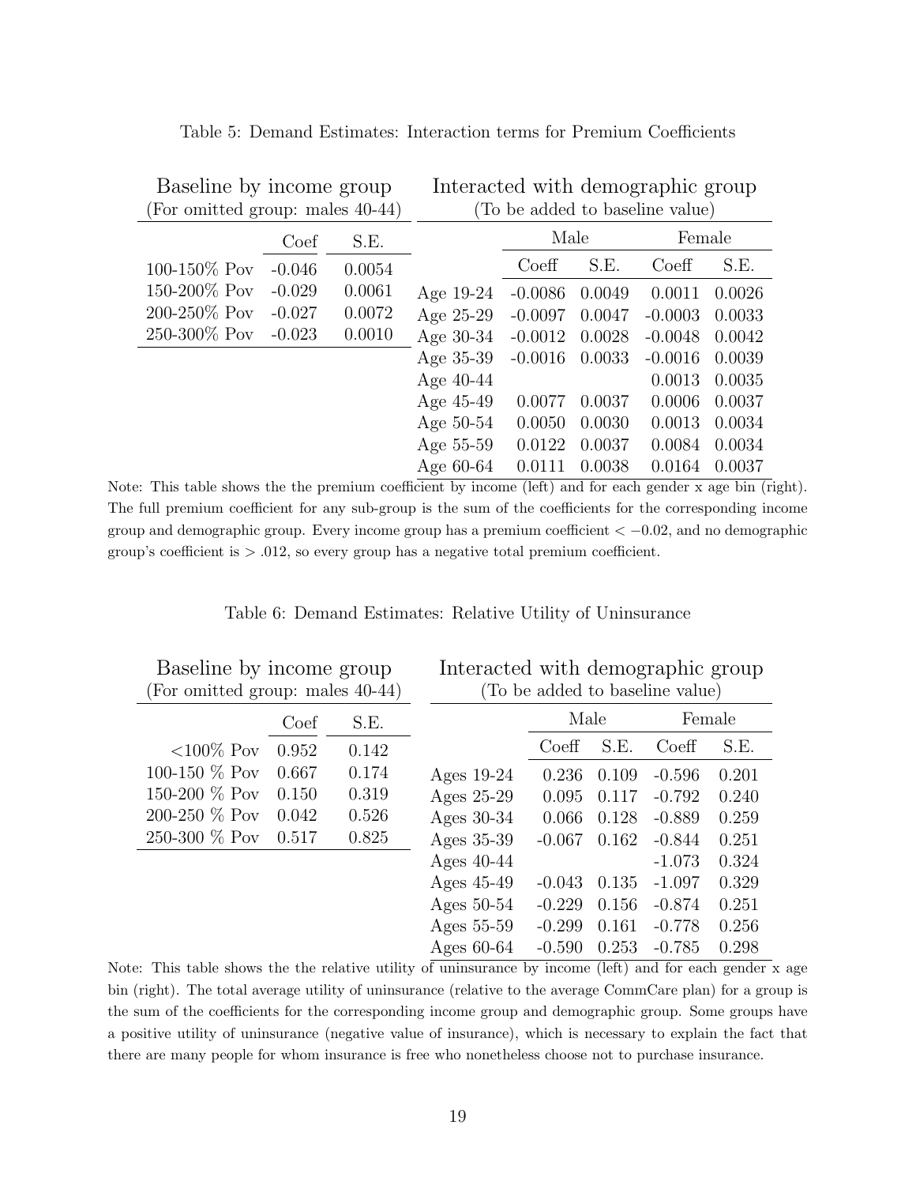Table 5: Demand Estimates: Interaction terms for Premium Coefficients

| Baseline by income group (For omitted group: males 40-44) | | |
|---|---|---|
| | Coef | S.E. |
| 100-150% Pov | -0.046 | 0.0054 |
| 150-200% Pov | -0.029 | 0.0061 |
| 200-250% Pov | -0.027 | 0.0072 |
| 250-300% Pov | -0.023 | 0.0010 |

| Interacted with demographic group (To be added to baseline value) | | | | |
|---|---|---|---|---|
| | Male | | Female | |
| | Coeff | S.E. | Coeff | S.E. |
| Age 19-24 | -0.0086 | 0.0049 | 0.0011 | 0.0026 |
| Age 25-29 | -0.0097 | 0.0047 | -0.0003 | 0.0033 |
| Age 30-34 | -0.0012 | 0.0028 | -0.0048 | 0.0042 |
| Age 35-39 | -0.0016 | 0.0033 | -0.0016 | 0.0039 |
| Age 40-44 | | | 0.0013 | 0.0035 |
| Age 45-49 | 0.0077 | 0.0037 | 0.0006 | 0.0037 |
| Age 50-54 | 0.0050 | 0.0030 | 0.0013 | 0.0034 |
| Age 55-59 | 0.0122 | 0.0037 | 0.0084 | 0.0034 |
| Age 60-64 | 0.0111 | 0.0038 | 0.0164 | 0.0037 |

Note: This table shows the the premium coefficient by income (left) and for each gender x age bin (right). The full premium coefficient for any sub-group is the sum of the coefficients for the corresponding income group and demographic group. Every income group has a premium coefficient $< -0.02$, and no demographic group's coefficient is $> .012$, so every group has a negative total premium coefficient.

Table 6: Demand Estimates: Relative Utility of Uninsurance

| Baseline by income group (For omitted group: males 40-44) | | |
|---|---|---|
| | Coef | S.E. |
| <100% Pov | 0.952 | 0.142 |
| 100-150 % Pov | 0.667 | 0.174 |
| 150-200 % Pov | 0.150 | 0.319 |
| 200-250 % Pov | 0.042 | 0.526 |
| 250-300 % Pov | 0.517 | 0.825 |

| Interacted with demographic group (To be added to baseline value) | | | | |
|---|---|---|---|---|
| | Male | | Female | |
| | Coeff | S.E. | Coeff | S.E. |
| Ages 19-24 | 0.236 | 0.109 | -0.596 | 0.201 |
| Ages 25-29 | 0.095 | 0.117 | -0.792 | 0.240 |
| Ages 30-34 | 0.066 | 0.128 | -0.889 | 0.259 |
| Ages 35-39 | -0.067 | 0.162 | -0.844 | 0.251 |
| Ages 40-44 | | | -1.073 | 0.324 |
| Ages 45-49 | -0.043 | 0.135 | -1.097 | 0.329 |
| Ages 50-54 | -0.229 | 0.156 | -0.874 | 0.251 |
| Ages 55-59 | -0.299 | 0.161 | -0.778 | 0.256 |
| Ages 60-64 | -0.590 | 0.253 | -0.785 | 0.298 |

Note: This table shows the the relative utility of uninsurance by income (left) and for each gender x age bin (right). The total average utility of uninsurance (relative to the average CommCare plan) for a group is the sum of the coefficients for the corresponding income group and demographic group. Some groups have a positive utility of uninsurance (negative value of insurance), which is necessary to explain the fact that there are many people for whom insurance is free who nonetheless choose not to purchase insurance.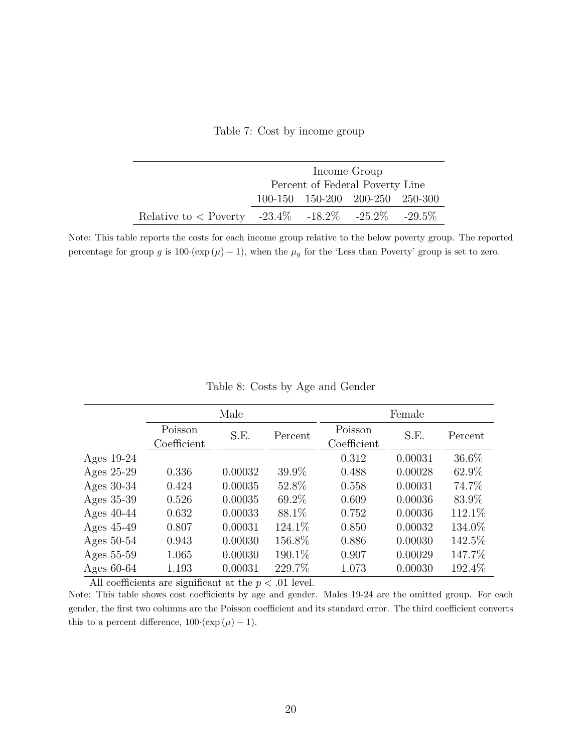Table 7: Cost by income group

| | Income Group Percent of Federal Poverty Line | | | |
|---|---|---|---|---|
| | 100-150 | 150-200 | 200-250 | 250-300 |
| Relative to < Poverty | -23.4% | -18.2% | -25.2% | -29.5% |

Note: This table reports the costs for each income group relative to the below poverty group. The reported percentage for group $g$ is $100 \cdot (\exp(\mu) - 1)$, when the $\mu_g$ for the 'Less than Poverty' group is set to zero.

Table 8: Costs by Age and Gender

| | Male | | | Female | | |
|---|---|---|---|---|---|---|
| | Poisson Coefficient | S.E. | Percent | Poisson Coefficient | S.E. | Percent |
| Ages 19-24 | | | | 0.312 | 0.00031 | 36.6% |
| Ages 25-29 | 0.336 | 0.00032 | 39.9% | 0.488 | 0.00028 | 62.9% |
| Ages 30-34 | 0.424 | 0.00035 | 52.8% | 0.558 | 0.00031 | 74.7% |
| Ages 35-39 | 0.526 | 0.00035 | 69.2% | 0.609 | 0.00036 | 83.9% |
| Ages 40-44 | 0.632 | 0.00033 | 88.1% | 0.752 | 0.00036 | 112.1% |
| Ages 45-49 | 0.807 | 0.00031 | 124.1% | 0.850 | 0.00032 | 134.0% |
| Ages 50-54 | 0.943 | 0.00030 | 156.8% | 0.886 | 0.00030 | 142.5% |
| Ages 55-59 | 1.065 | 0.00030 | 190.1% | 0.907 | 0.00029 | 147.7% |
| Ages 60-64 | 1.193 | 0.00031 | 229.7% | 1.073 | 0.00030 | 192.4% |

All coefficients are significant at the $p < .01$ level.

Note: This table shows cost coefficients by age and gender. Males 19-24 are the omitted group. For each gender, the first two columns are the Poisson coefficient and its standard error. The third coefficient converts this to a percent difference, $100 \cdot (\exp(\mu) - 1)$.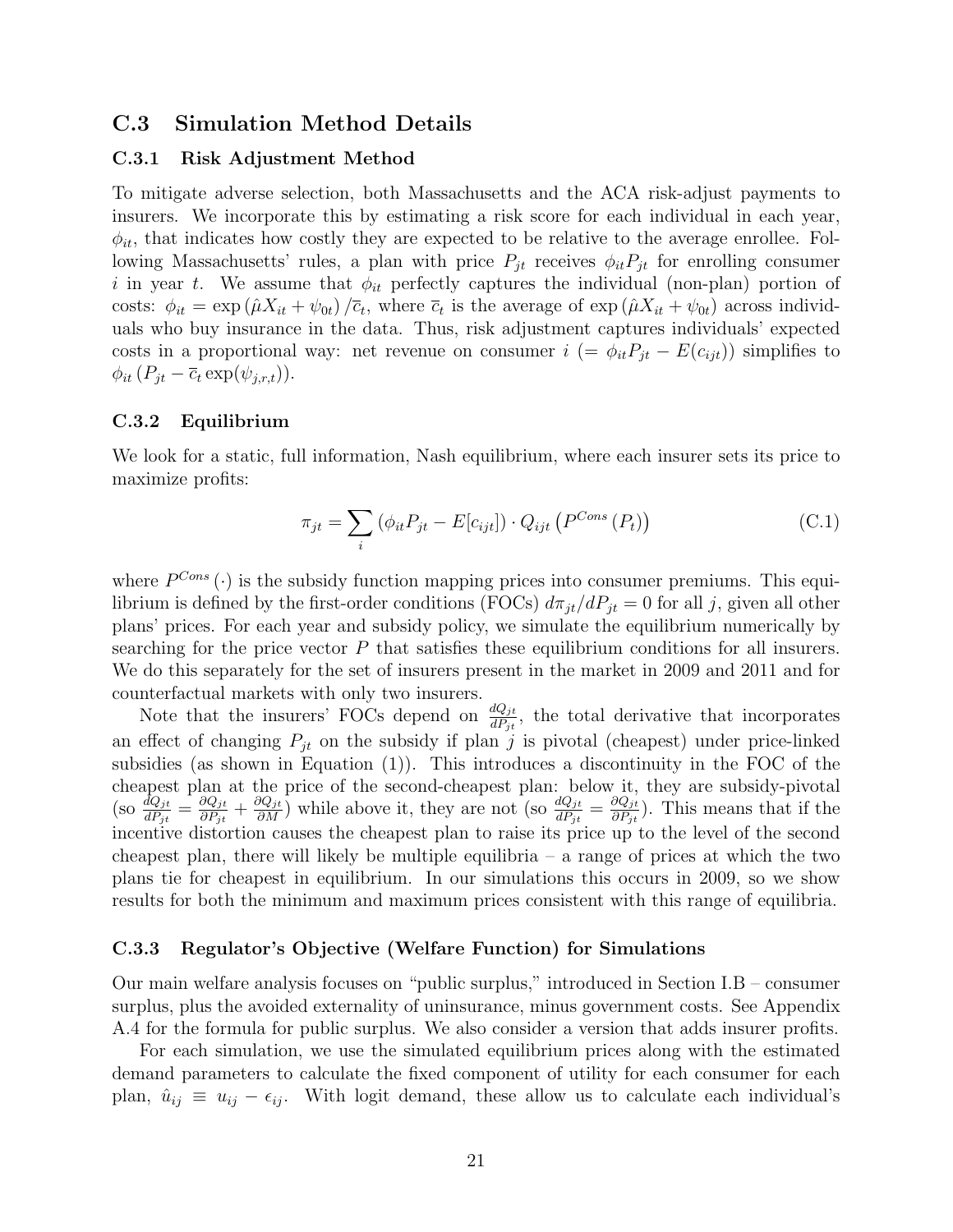## C.3 Simulation Method Details

### C.3.1 Risk Adjustment Method

To mitigate adverse selection, both Massachusetts and the ACA risk-adjust payments to insurers. We incorporate this by estimating a risk score for each individual in each year, $\phi_{it}$, that indicates how costly they are expected to be relative to the average enrollee. Following Massachusetts' rules, a plan with price $P_{jt}$ receives $\phi_{it} P_{jt}$ for enrolling consumer $i$ in year $t$. We assume that $\phi_{it}$ perfectly captures the individual (non-plan) portion of costs: $\phi_{it} = \exp\left(\hat{\mu} X_{it} + \psi_{0t}\right) / \overline{c}_t$, where $\overline{c}_t$ is the average of $\exp\left(\hat{\mu} X_{it} + \psi_{0t}\right)$ across individuals who buy insurance in the data. Thus, risk adjustment captures individuals' expected costs in a proportional way: net revenue on consumer $i$ ($= \phi_{it} P_{jt} - E(c_{ijt})$) simplifies to $\phi_{it}\left(P_{jt} - \overline{c}_t \exp(\psi_{j,r,t})\right)$.

### C.3.2 Equilibrium

We look for a static, full information, Nash equilibrium, where each insurer sets its price to maximize profits:

$$\pi_{jt} = \sum_i \left(\phi_{it} P_{jt} - E[c_{ijt}]\right) \cdot Q_{ijt}\left(P^{Cons}\left(P_t\right)\right) \tag{C.1}$$

where $P^{Cons}(\cdot)$ is the subsidy function mapping prices into consumer premiums. This equilibrium is defined by the first-order conditions (FOCs) $d\pi_{jt}/dP_{jt} = 0$ for all $j$, given all other plans' prices. For each year and subsidy policy, we simulate the equilibrium numerically by searching for the price vector $P$ that satisfies these equilibrium conditions for all insurers. We do this separately for the set of insurers present in the market in 2009 and 2011 and for counterfactual markets with only two insurers.

Note that the insurers' FOCs depend on $\frac{dQ_{jt}}{dP_{jt}}$, the total derivative that incorporates an effect of changing $P_{jt}$ on the subsidy if plan $j$ is pivotal (cheapest) under price-linked subsidies (as shown in Equation (1)). This introduces a discontinuity in the FOC of the cheapest plan at the price of the second-cheapest plan: below it, they are subsidy-pivotal (so $\frac{dQ_{jt}}{dP_{jt}} = \frac{\partial Q_{jt}}{\partial P_{jt}} + \frac{\partial Q_{jt}}{\partial M}$) while above it, they are not (so $\frac{dQ_{jt}}{dP_{jt}} = \frac{\partial Q_{jt}}{\partial P_{jt}}$). This means that if the incentive distortion causes the cheapest plan to raise its price up to the level of the second cheapest plan, there will likely be multiple equilibria – a range of prices at which the two plans tie for cheapest in equilibrium. In our simulations this occurs in 2009, so we show results for both the minimum and maximum prices consistent with this range of equilibria.

### C.3.3 Regulator's Objective (Welfare Function) for Simulations

Our main welfare analysis focuses on "public surplus," introduced in Section I.B – consumer surplus, plus the avoided externality of uninsurance, minus government costs. See Appendix A.4 for the formula for public surplus. We also consider a version that adds insurer profits.

For each simulation, we use the simulated equilibrium prices along with the estimated demand parameters to calculate the fixed component of utility for each consumer for each plan, $\hat{u}_{ij} \equiv u_{ij} - \epsilon_{ij}$. With logit demand, these allow us to calculate each individual's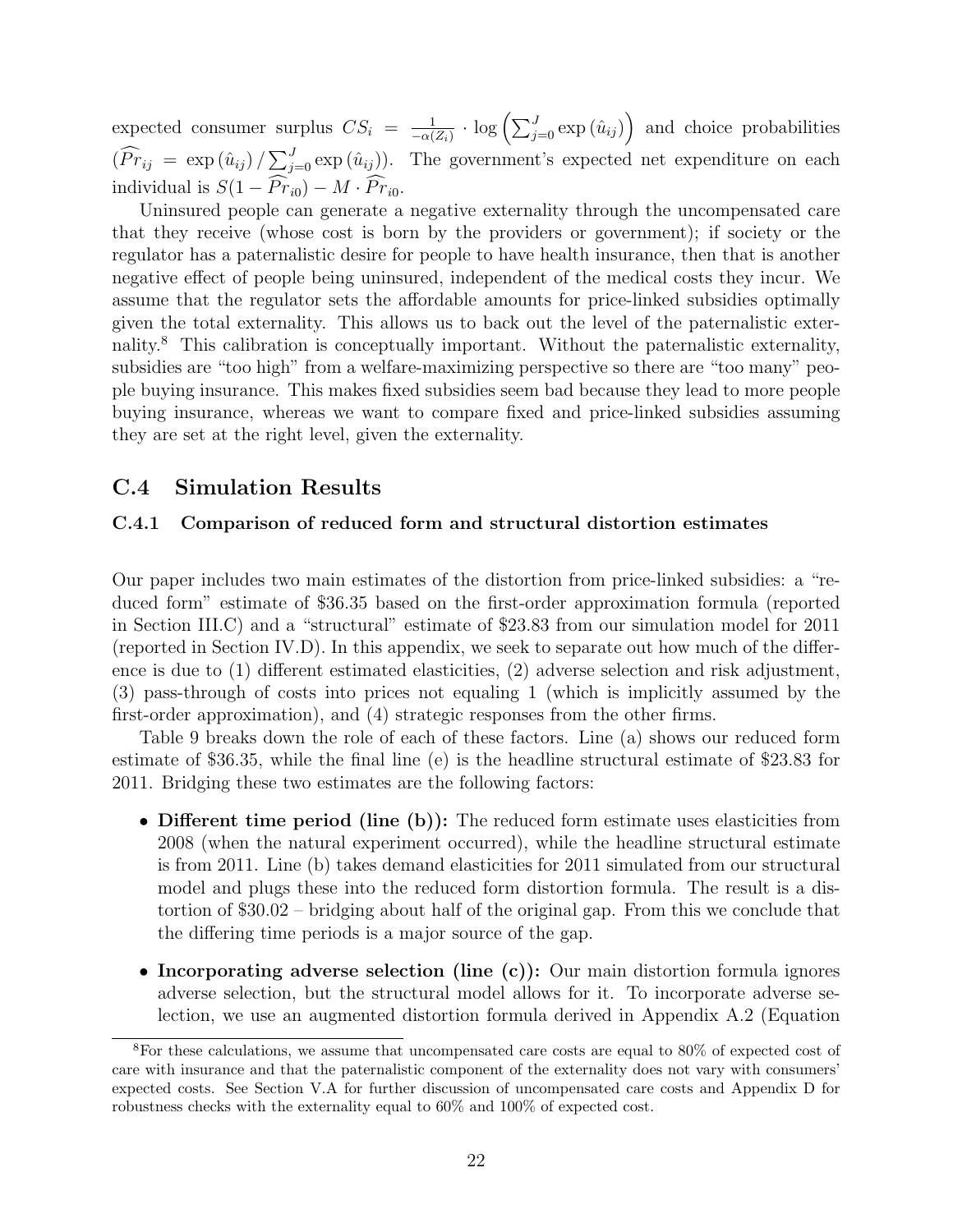expected consumer surplus $CS_i = \frac{1}{-\alpha(Z_i)} \cdot \log\left(\sum_{j=0}^{J} \exp(\hat{u}_{ij})\right)$ and choice probabilities ($\widehat{Pr}_{ij} = \exp(\hat{u}_{ij}) / \sum_{j=0}^{J} \exp(\hat{u}_{ij})$). The government's expected net expenditure on each individual is $S(1 - \widehat{Pr}_{i0}) - M \cdot \widehat{Pr}_{i0}$.

Uninsured people can generate a negative externality through the uncompensated care that they receive (whose cost is born by the providers or government); if society or the regulator has a paternalistic desire for people to have health insurance, then that is another negative effect of people being uninsured, independent of the medical costs they incur. We assume that the regulator sets the affordable amounts for price-linked subsidies optimally given the total externality. This allows us to back out the level of the paternalistic externality.[8] This calibration is conceptually important. Without the paternalistic externality, subsidies are "too high" from a welfare-maximizing perspective so there are "too many" people buying insurance. This makes fixed subsidies seem bad because they lead to more people buying insurance, whereas we want to compare fixed and price-linked subsidies assuming they are set at the right level, given the externality.

## C.4 Simulation Results

### C.4.1 Comparison of reduced form and structural distortion estimates

Our paper includes two main estimates of the distortion from price-linked subsidies: a "reduced form" estimate of \$36.35 based on the first-order approximation formula (reported in Section III.C) and a "structural" estimate of \$23.83 from our simulation model for 2011 (reported in Section IV.D). In this appendix, we seek to separate out how much of the difference is due to (1) different estimated elasticities, (2) adverse selection and risk adjustment, (3) pass-through of costs into prices not equaling 1 (which is implicitly assumed by the first-order approximation), and (4) strategic responses from the other firms.

Table 9 breaks down the role of each of these factors. Line (a) shows our reduced form estimate of \$36.35, while the final line (e) is the headline structural estimate of \$23.83 for 2011. Bridging these two estimates are the following factors:

- **Different time period (line (b)):** The reduced form estimate uses elasticities from 2008 (when the natural experiment occurred), while the headline structural estimate is from 2011. Line (b) takes demand elasticities for 2011 simulated from our structural model and plugs these into the reduced form distortion formula. The result is a distortion of \$30.02 – bridging about half of the original gap. From this we conclude that the differing time periods is a major source of the gap.
- **Incorporating adverse selection (line (c)):** Our main distortion formula ignores adverse selection, but the structural model allows for it. To incorporate adverse selection, we use an augmented distortion formula derived in Appendix A.2 (Equation

[8] For these calculations, we assume that uncompensated care costs are equal to 80% of expected cost of care with insurance and that the paternalistic component of the externality does not vary with consumers' expected costs. See Section V.A for further discussion of uncompensated care costs and Appendix D for robustness checks with the externality equal to 60% and 100% of expected cost.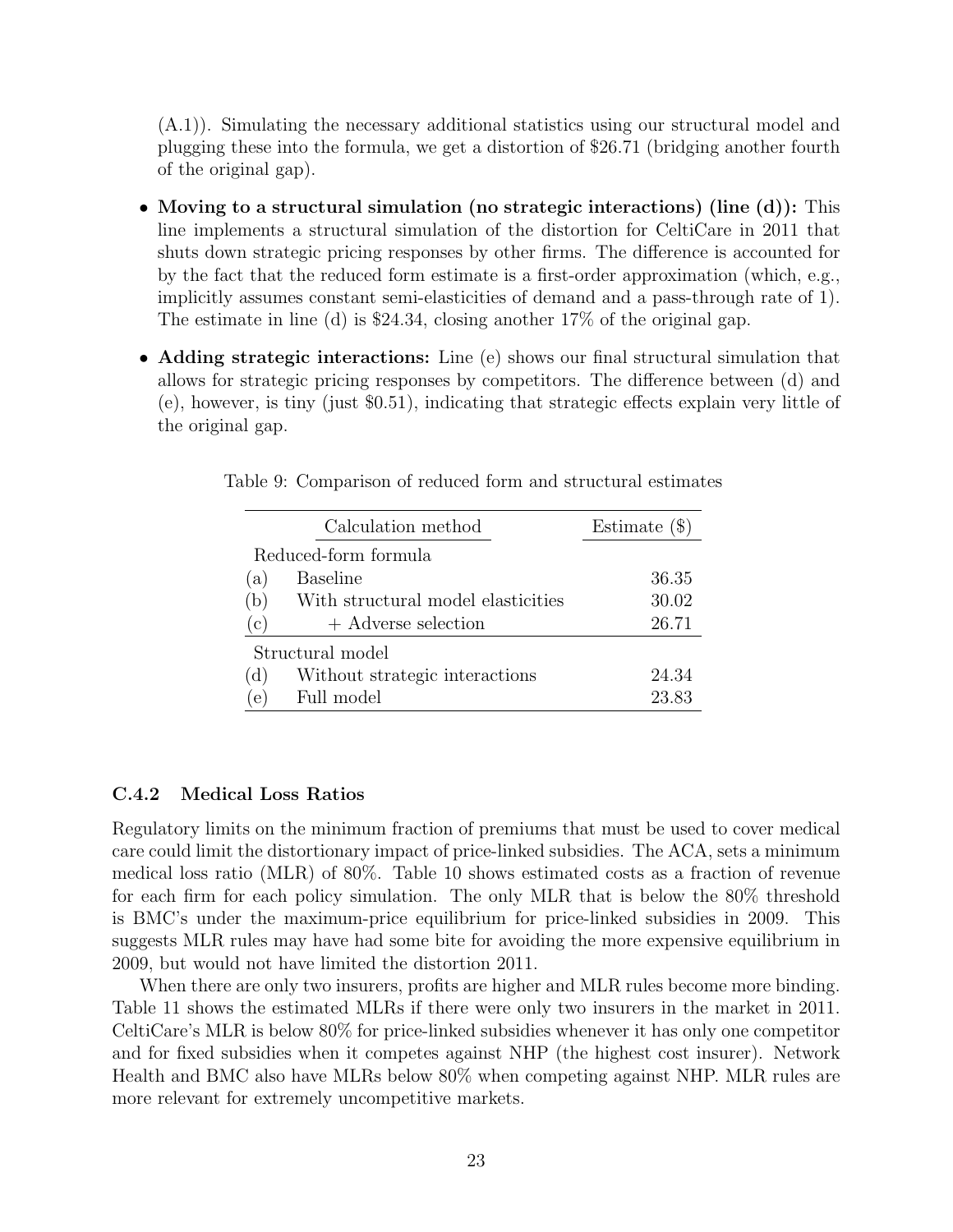(A.1)). Simulating the necessary additional statistics using our structural model and plugging these into the formula, we get a distortion of $26.71 (bridging another fourth of the original gap).

- **Moving to a structural simulation (no strategic interactions) (line (d)):** This line implements a structural simulation of the distortion for CeltiCare in 2011 that shuts down strategic pricing responses by other firms. The difference is accounted for by the fact that the reduced form estimate is a first-order approximation (which, e.g., implicitly assumes constant semi-elasticities of demand and a pass-through rate of 1). The estimate in line (d) is $24.34, closing another 17% of the original gap.
- **Adding strategic interactions:** Line (e) shows our final structural simulation that allows for strategic pricing responses by competitors. The difference between (d) and (e), however, is tiny (just $0.51), indicating that strategic effects explain very little of the original gap.

Table 9: Comparison of reduced form and structural estimates

| | Calculation method | Estimate ($) |
|---|---|---|
| | Reduced-form formula | |
| (a) | Baseline | 36.35 |
| (b) | With structural model elasticities | 30.02 |
| (c) | + Adverse selection | 26.71 |
| | Structural model | |
| (d) | Without strategic interactions | 24.34 |
| (e) | Full model | 23.83 |

### C.4.2 Medical Loss Ratios

Regulatory limits on the minimum fraction of premiums that must be used to cover medical care could limit the distortionary impact of price-linked subsidies. The ACA, sets a minimum medical loss ratio (MLR) of 80%. Table 10 shows estimated costs as a fraction of revenue for each firm for each policy simulation. The only MLR that is below the 80% threshold is BMC's under the maximum-price equilibrium for price-linked subsidies in 2009. This suggests MLR rules may have had some bite for avoiding the more expensive equilibrium in 2009, but would not have limited the distortion 2011.

When there are only two insurers, profits are higher and MLR rules become more binding. Table 11 shows the estimated MLRs if there were only two insurers in the market in 2011. CeltiCare's MLR is below 80% for price-linked subsidies whenever it has only one competitor and for fixed subsidies when it competes against NHP (the highest cost insurer). Network Health and BMC also have MLRs below 80% when competing against NHP. MLR rules are more relevant for extremely uncompetitive markets.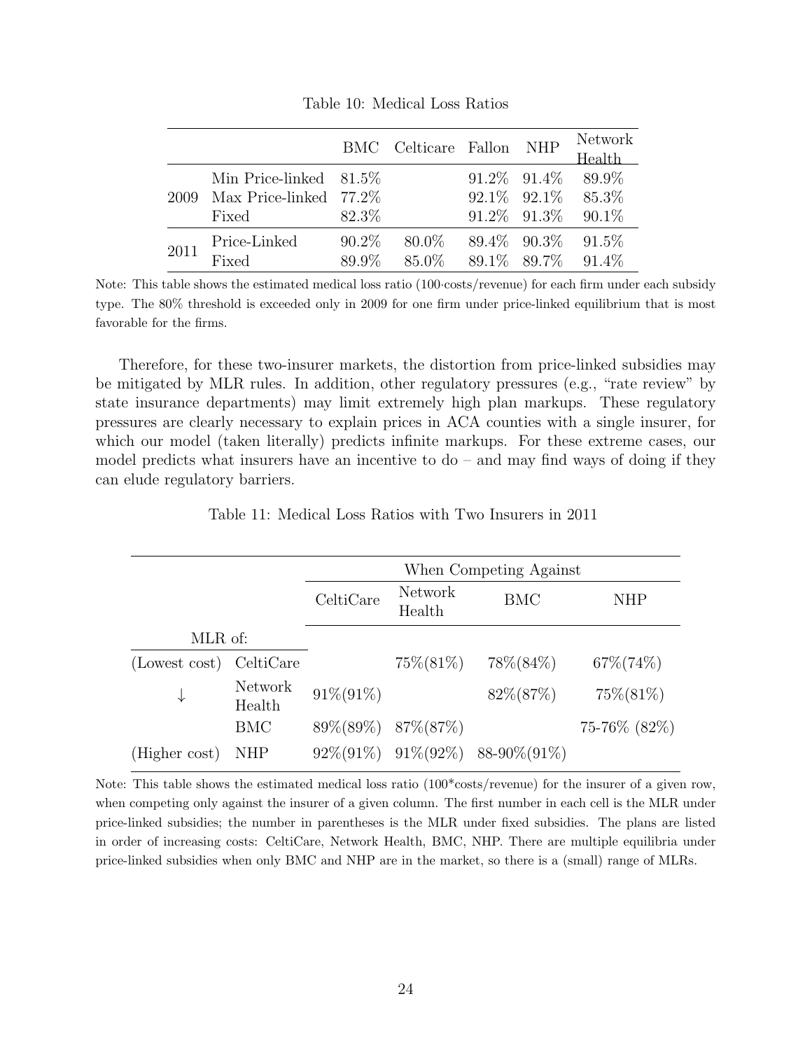Table 10: Medical Loss Ratios

| | | BMC | Celticare | Fallon | NHP | Network Health |
|---|---|---|---|---|---|---|
| 2009 | Min Price-linked | 81.5% | | 91.2% | 91.4% | 89.9% |
| | Max Price-linked | 77.2% | | 92.1% | 92.1% | 85.3% |
| | Fixed | 82.3% | | 91.2% | 91.3% | 90.1% |
| 2011 | Price-Linked | 90.2% | 80.0% | 89.4% | 90.3% | 91.5% |
| | Fixed | 89.9% | 85.0% | 89.1% | 89.7% | 91.4% |

Note: This table shows the estimated medical loss ratio (100·costs/revenue) for each firm under each subsidy type. The 80% threshold is exceeded only in 2009 for one firm under price-linked equilibrium that is most favorable for the firms.

Therefore, for these two-insurer markets, the distortion from price-linked subsidies may be mitigated by MLR rules. In addition, other regulatory pressures (e.g., "rate review" by state insurance departments) may limit extremely high plan markups. These regulatory pressures are clearly necessary to explain prices in ACA counties with a single insurer, for which our model (taken literally) predicts infinite markups. For these extreme cases, our model predicts what insurers have an incentive to do – and may find ways of doing if they can elude regulatory barriers.

Table 11: Medical Loss Ratios with Two Insurers in 2011

| | | When Competing Against | | | |
|---|---|---|---|---|---|
| | | CeltiCare | Network Health | BMC | NHP |
| MLR of: | | | | | |
| (Lowest cost) | CeltiCare | | 75%(81%) | 78%(84%) | 67%(74%) |
| ↓ | Network Health | 91%(91%) | | 82%(87%) | 75%(81%) |
| | BMC | 89%(89%) | 87%(87%) | | 75-76% (82%) |
| (Higher cost) | NHP | 92%(91%) | 91%(92%) | 88-90%(91%) | |

Note: This table shows the estimated medical loss ratio (100*costs/revenue) for the insurer of a given row, when competing only against the insurer of a given column. The first number in each cell is the MLR under price-linked subsidies; the number in parentheses is the MLR under fixed subsidies. The plans are listed in order of increasing costs: CeltiCare, Network Health, BMC, NHP. There are multiple equilibria under price-linked subsidies when only BMC and NHP are in the market, so there is a (small) range of MLRs.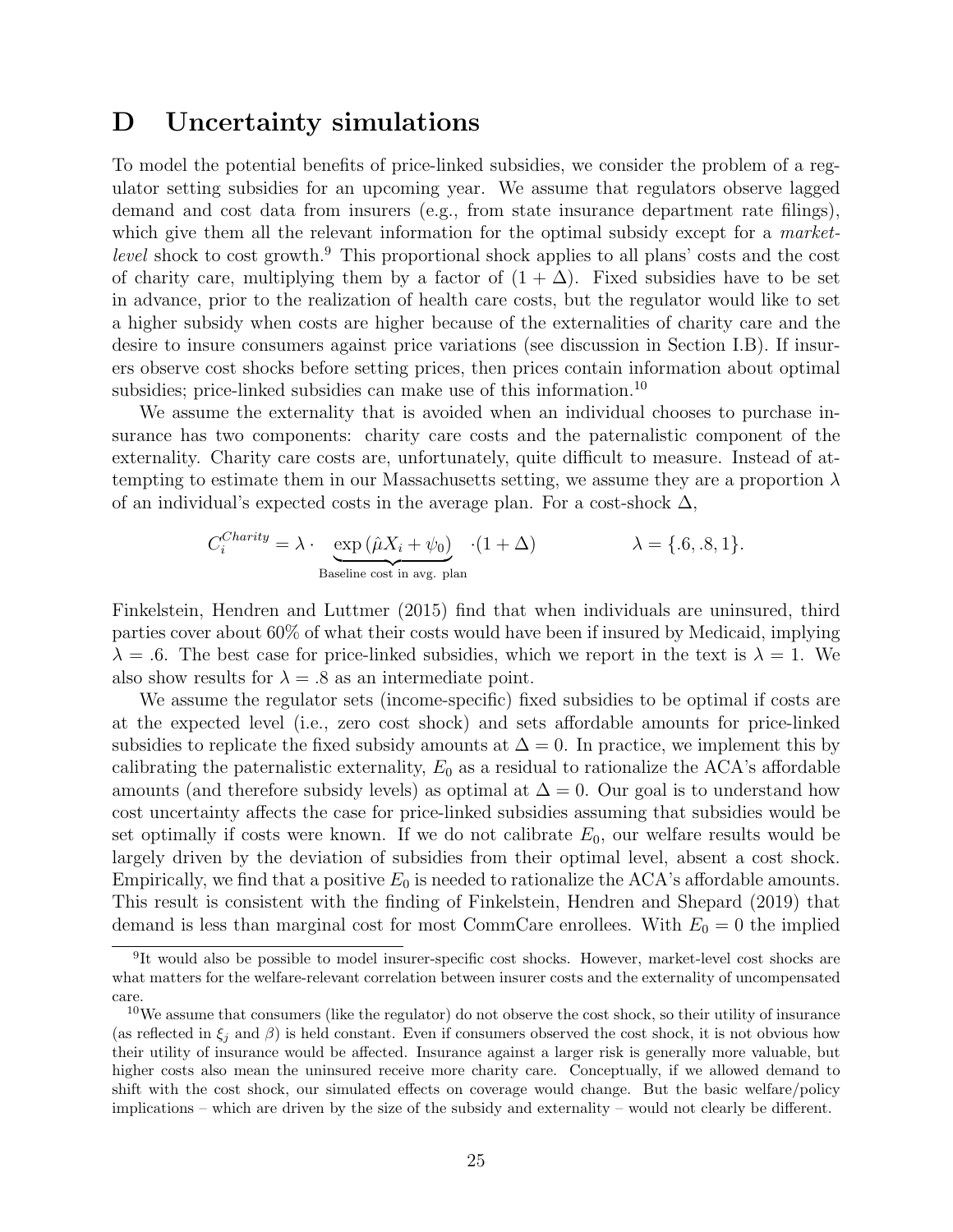# D Uncertainty simulations

To model the potential benefits of price-linked subsidies, we consider the problem of a regulator setting subsidies for an upcoming year. We assume that regulators observe lagged demand and cost data from insurers (e.g., from state insurance department rate filings), which give them all the relevant information for the optimal subsidy except for a *market-level* shock to cost growth.[9] This proportional shock applies to all plans' costs and the cost of charity care, multiplying them by a factor of $(1 + \Delta)$. Fixed subsidies have to be set in advance, prior to the realization of health care costs, but the regulator would like to set a higher subsidy when costs are higher because of the externalities of charity care and the desire to insure consumers against price variations (see discussion in Section I.B). If insurers observe cost shocks before setting prices, then prices contain information about optimal subsidies; price-linked subsidies can make use of this information.[10]

We assume the externality that is avoided when an individual chooses to purchase insurance has two components: charity care costs and the paternalistic component of the externality. Charity care costs are, unfortunately, quite difficult to measure. Instead of attempting to estimate them in our Massachusetts setting, we assume they are a proportion $\lambda$ of an individual's expected costs in the average plan. For a cost-shock $\Delta$,

$$C_i^{Charity} = \lambda \cdot \underbrace{\exp\left(\hat{\mu} X_i + \psi_0\right)}_{\text{Baseline cost in avg. plan}} \cdot (1 + \Delta) \qquad\qquad \lambda = \{.6, .8, 1\}.$$

Finkelstein, Hendren and Luttmer (2015) find that when individuals are uninsured, third parties cover about 60% of what their costs would have been if insured by Medicaid, implying $\lambda = .6$. The best case for price-linked subsidies, which we report in the text is $\lambda = 1$. We also show results for $\lambda = .8$ as an intermediate point.

We assume the regulator sets (income-specific) fixed subsidies to be optimal if costs are at the expected level (i.e., zero cost shock) and sets affordable amounts for price-linked subsidies to replicate the fixed subsidy amounts at $\Delta = 0$. In practice, we implement this by calibrating the paternalistic externality, $E_0$ as a residual to rationalize the ACA's affordable amounts (and therefore subsidy levels) as optimal at $\Delta = 0$. Our goal is to understand how cost uncertainty affects the case for price-linked subsidies assuming that subsidies would be set optimally if costs were known. If we do not calibrate $E_0$, our welfare results would be largely driven by the deviation of subsidies from their optimal level, absent a cost shock. Empirically, we find that a positive $E_0$ is needed to rationalize the ACA's affordable amounts. This result is consistent with the finding of Finkelstein, Hendren and Shepard (2019) that demand is less than marginal cost for most CommCare enrollees. With $E_0 = 0$ the implied

[9] It would also be possible to model insurer-specific cost shocks. However, market-level cost shocks are what matters for the welfare-relevant correlation between insurer costs and the externality of uncompensated care.

[10] We assume that consumers (like the regulator) do not observe the cost shock, so their utility of insurance (as reflected in $\xi_j$ and $\beta$) is held constant. Even if consumers observed the cost shock, it is not obvious how their utility of insurance would be affected. Insurance against a larger risk is generally more valuable, but higher costs also mean the uninsured receive more charity care. Conceptually, if we allowed demand to shift with the cost shock, our simulated effects on coverage would change. But the basic welfare/policy implications – which are driven by the size of the subsidy and externality – would not clearly be different.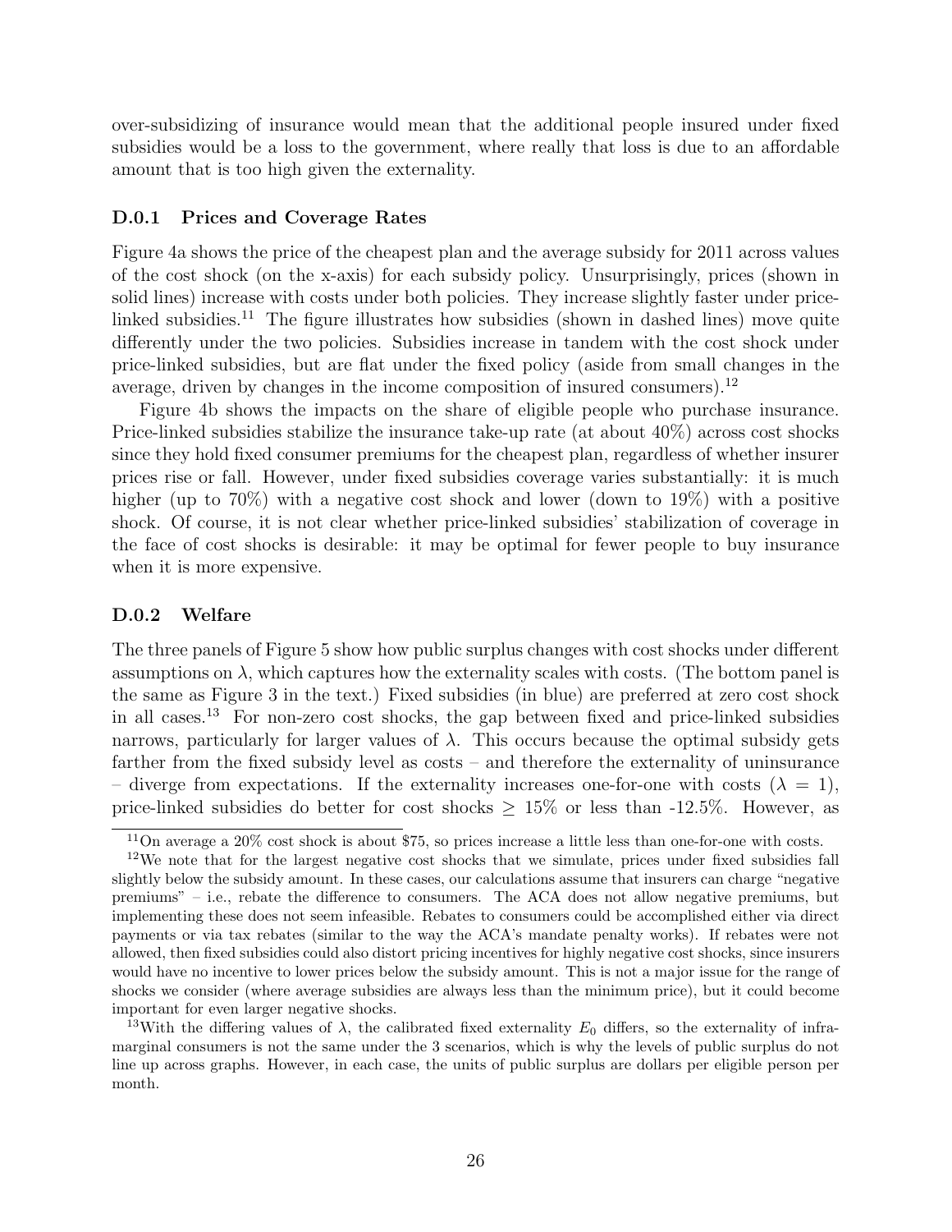over-subsidizing of insurance would mean that the additional people insured under fixed subsidies would be a loss to the government, where really that loss is due to an affordable amount that is too high given the externality.

### D.0.1 Prices and Coverage Rates

Figure 4a shows the price of the cheapest plan and the average subsidy for 2011 across values of the cost shock (on the x-axis) for each subsidy policy. Unsurprisingly, prices (shown in solid lines) increase with costs under both policies. They increase slightly faster under price-linked subsidies.[11] The figure illustrates how subsidies (shown in dashed lines) move quite differently under the two policies. Subsidies increase in tandem with the cost shock under price-linked subsidies, but are flat under the fixed policy (aside from small changes in the average, driven by changes in the income composition of insured consumers).[12]

Figure 4b shows the impacts on the share of eligible people who purchase insurance. Price-linked subsidies stabilize the insurance take-up rate (at about 40%) across cost shocks since they hold fixed consumer premiums for the cheapest plan, regardless of whether insurer prices rise or fall. However, under fixed subsidies coverage varies substantially: it is much higher (up to 70%) with a negative cost shock and lower (down to 19%) with a positive shock. Of course, it is not clear whether price-linked subsidies' stabilization of coverage in the face of cost shocks is desirable: it may be optimal for fewer people to buy insurance when it is more expensive.

### D.0.2 Welfare

The three panels of Figure 5 show how public surplus changes with cost shocks under different assumptions on $\lambda$, which captures how the externality scales with costs. (The bottom panel is the same as Figure 3 in the text.) Fixed subsidies (in blue) are preferred at zero cost shock in all cases.[13] For non-zero cost shocks, the gap between fixed and price-linked subsidies narrows, particularly for larger values of $\lambda$. This occurs because the optimal subsidy gets farther from the fixed subsidy level as costs – and therefore the externality of uninsurance – diverge from expectations. If the externality increases one-for-one with costs ($\lambda = 1$), price-linked subsidies do better for cost shocks $\geq 15\%$ or less than -12.5%. However, as

[11] On average a 20% cost shock is about \$75, so prices increase a little less than one-for-one with costs.

[12] We note that for the largest negative cost shocks that we simulate, prices under fixed subsidies fall slightly below the subsidy amount. In these cases, our calculations assume that insurers can charge "negative premiums" – i.e., rebate the difference to consumers. The ACA does not allow negative premiums, but implementing these does not seem infeasible. Rebates to consumers could be accomplished either via direct payments or via tax rebates (similar to the way the ACA's mandate penalty works). If rebates were not allowed, then fixed subsidies could also distort pricing incentives for highly negative cost shocks, since insurers would have no incentive to lower prices below the subsidy amount. This is not a major issue for the range of shocks we consider (where average subsidies are always less than the minimum price), but it could become important for even larger negative shocks.

[13] With the differing values of $\lambda$, the calibrated fixed externality $E_0$ differs, so the externality of infra-marginal consumers is not the same under the 3 scenarios, which is why the levels of public surplus do not line up across graphs. However, in each case, the units of public surplus are dollars per eligible person per month.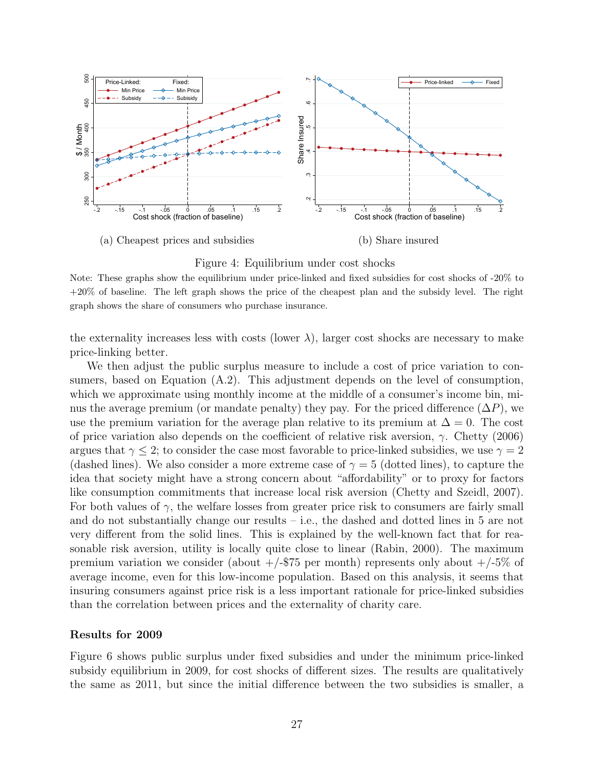(a) Cheapest prices and subsidies

(b) Share insured

Figure 4: Equilibrium under cost shocks

Note: These graphs show the equilibrium under price-linked and fixed subsidies for cost shocks of -20% to +20% of baseline. The left graph shows the price of the cheapest plan and the subsidy level. The right graph shows the share of consumers who purchase insurance.

the externality increases less with costs (lower $\lambda$), larger cost shocks are necessary to make price-linking better.

We then adjust the public surplus measure to include a cost of price variation to consumers, based on Equation (A.2). This adjustment depends on the level of consumption, which we approximate using monthly income at the middle of a consumer's income bin, minus the average premium (or mandate penalty) they pay. For the priced difference ($\Delta P$), we use the premium variation for the average plan relative to its premium at $\Delta = 0$. The cost of price variation also depends on the coefficient of relative risk aversion, $\gamma$. Chetty (2006) argues that $\gamma \leq 2$; to consider the case most favorable to price-linked subsidies, we use $\gamma = 2$ (dashed lines). We also consider a more extreme case of $\gamma = 5$ (dotted lines), to capture the idea that society might have a strong concern about "affordability" or to proxy for factors like consumption commitments that increase local risk aversion (Chetty and Szeidl, 2007). For both values of $\gamma$, the welfare losses from greater price risk to consumers are fairly small and do not substantially change our results – i.e., the dashed and dotted lines in 5 are not very different from the solid lines. This is explained by the well-known fact that for reasonable risk aversion, utility is locally quite close to linear (Rabin, 2000). The maximum premium variation we consider (about +/-\$75 per month) represents only about +/-5% of average income, even for this low-income population. Based on this analysis, it seems that insuring consumers against price risk is a less important rationale for price-linked subsidies than the correlation between prices and the externality of charity care.

**Results for 2009**

Figure 6 shows public surplus under fixed subsidies and under the minimum price-linked subsidy equilibrium in 2009, for cost shocks of different sizes. The results are qualitatively the same as 2011, but since the initial difference between the two subsidies is smaller, a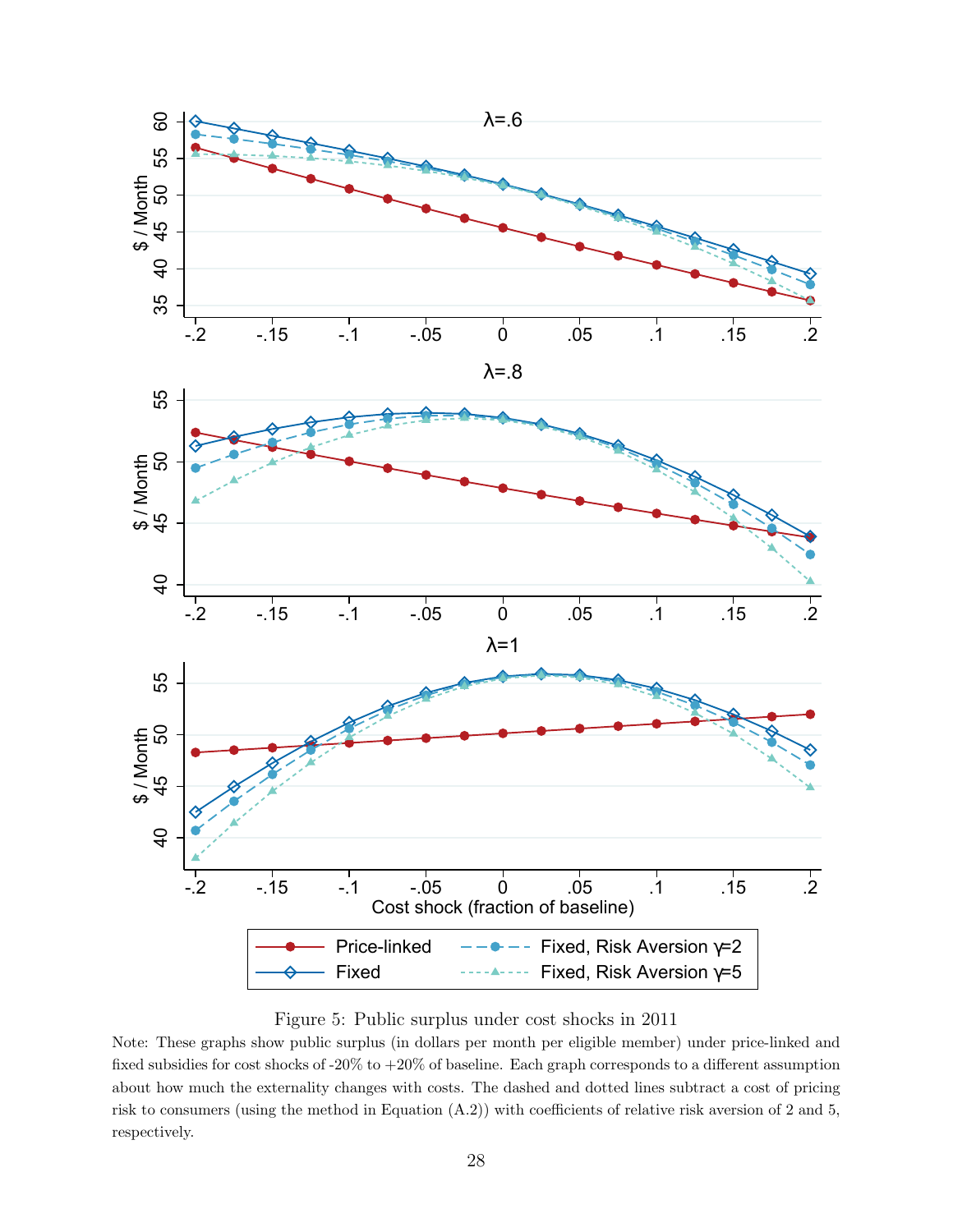Figure 5: Public surplus under cost shocks in 2011

Note: These graphs show public surplus (in dollars per month per eligible member) under price-linked and fixed subsidies for cost shocks of -20% to +20% of baseline. Each graph corresponds to a different assumption about how much the externality changes with costs. The dashed and dotted lines subtract a cost of pricing risk to consumers (using the method in Equation (A.2)) with coefficients of relative risk aversion of 2 and 5, respectively.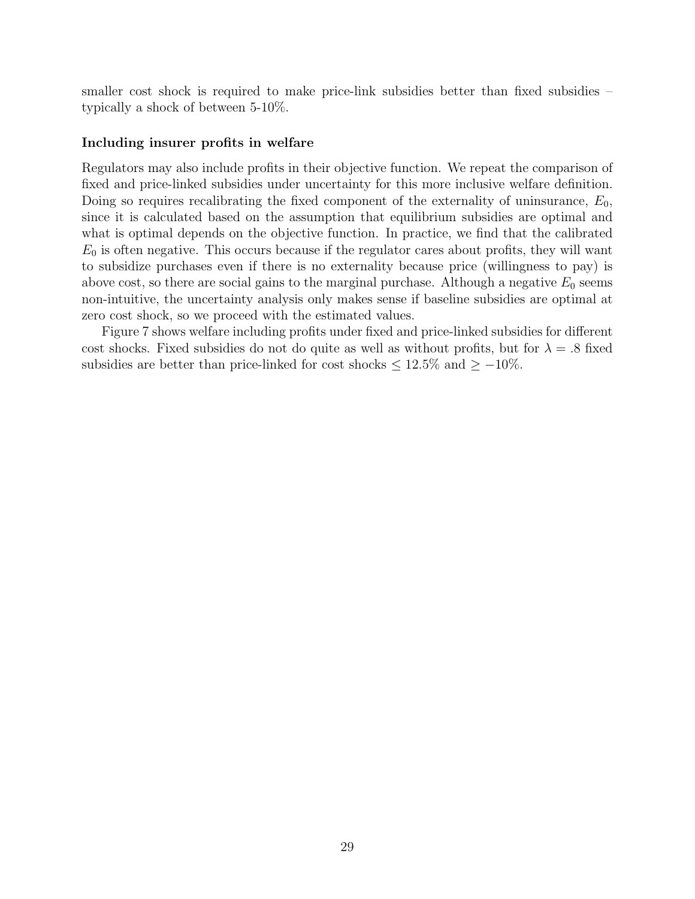smaller cost shock is required to make price-link subsidies better than fixed subsidies – typically a shock of between 5-10%.

**Including insurer profits in welfare**

Regulators may also include profits in their objective function. We repeat the comparison of fixed and price-linked subsidies under uncertainty for this more inclusive welfare definition. Doing so requires recalibrating the fixed component of the externality of uninsurance, $E_0$, since it is calculated based on the assumption that equilibrium subsidies are optimal and what is optimal depends on the objective function. In practice, we find that the calibrated $E_0$ is often negative. This occurs because if the regulator cares about profits, they will want to subsidize purchases even if there is no externality because price (willingness to pay) is above cost, so there are social gains to the marginal purchase. Although a negative $E_0$ seems non-intuitive, the uncertainty analysis only makes sense if baseline subsidies are optimal at zero cost shock, so we proceed with the estimated values.

Figure 7 shows welfare including profits under fixed and price-linked subsidies for different cost shocks. Fixed subsidies do not do quite as well as without profits, but for $\lambda = .8$ fixed subsidies are better than price-linked for cost shocks $\leq 12.5\%$ and $\geq -10\%$.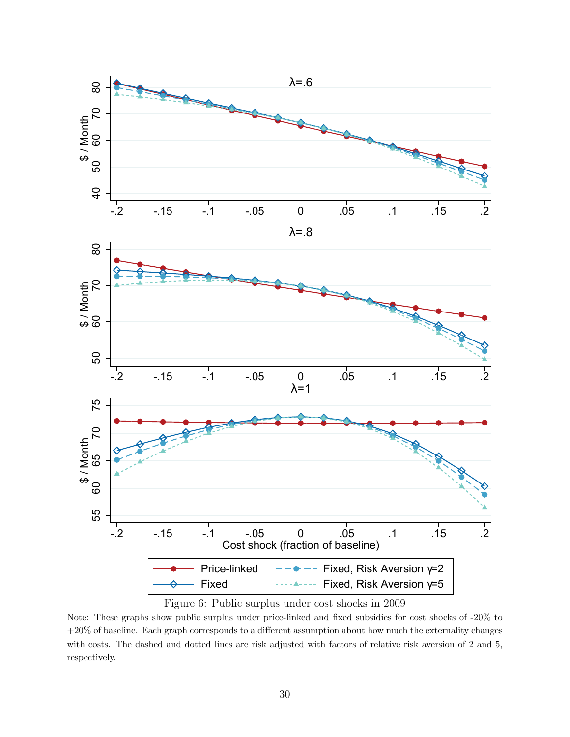Figure 6: Public surplus under cost shocks in 2009

Note: These graphs show public surplus under price-linked and fixed subsidies for cost shocks of -20% to +20% of baseline. Each graph corresponds to a different assumption about how much the externality changes with costs. The dashed and dotted lines are risk adjusted with factors of relative risk aversion of 2 and 5, respectively.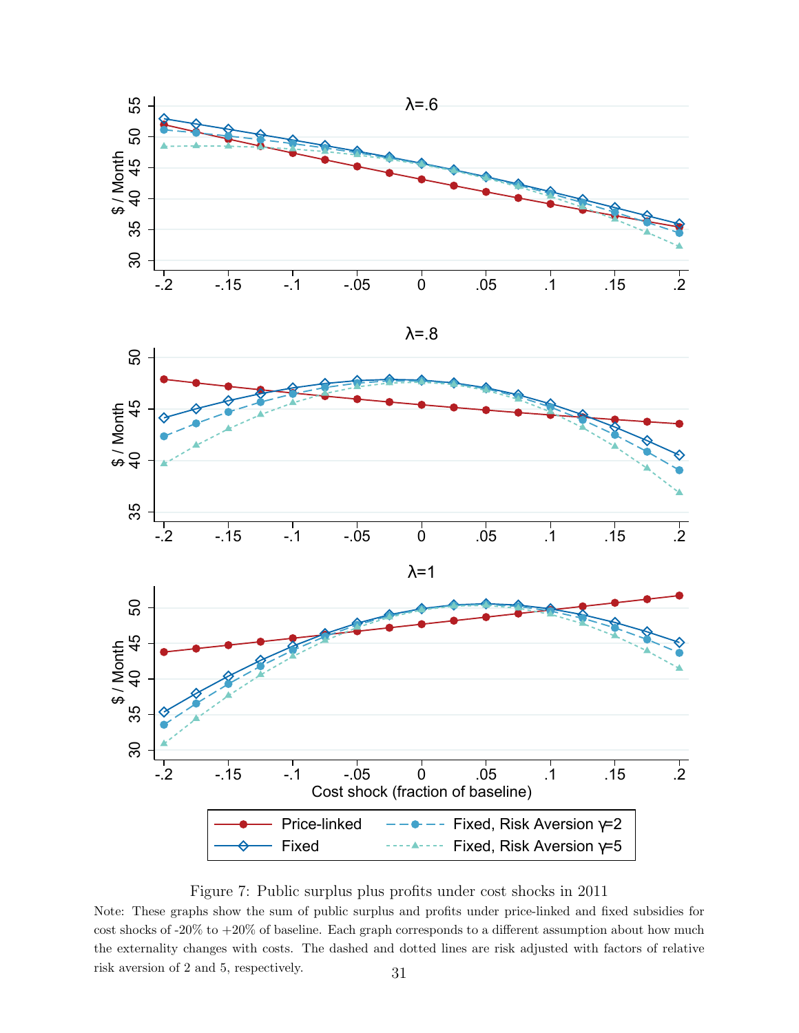Figure 7: Public surplus plus profits under cost shocks in 2011

Note: These graphs show the sum of public surplus and profits under price-linked and fixed subsidies for cost shocks of -20% to +20% of baseline. Each graph corresponds to a different assumption about how much the externality changes with costs. The dashed and dotted lines are risk adjusted with factors of relative risk aversion of 2 and 5, respectively.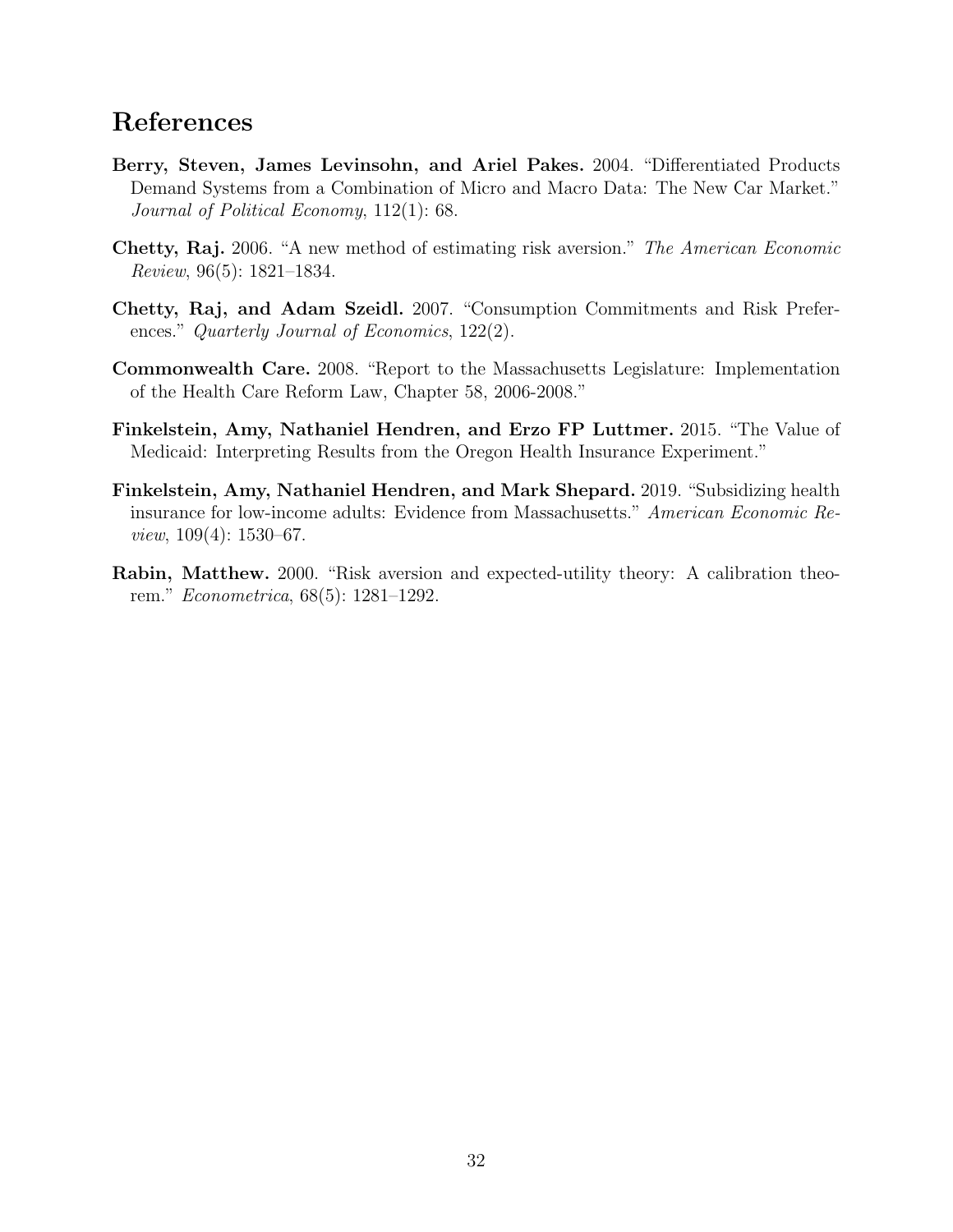# References

**Berry, Steven, James Levinsohn, and Ariel Pakes.** 2004. "Differentiated Products Demand Systems from a Combination of Micro and Macro Data: The New Car Market." *Journal of Political Economy*, 112(1): 68.

**Chetty, Raj.** 2006. "A new method of estimating risk aversion." *The American Economic Review*, 96(5): 1821–1834.

**Chetty, Raj, and Adam Szeidl.** 2007. "Consumption Commitments and Risk Preferences." *Quarterly Journal of Economics*, 122(2).

**Commonwealth Care.** 2008. "Report to the Massachusetts Legislature: Implementation of the Health Care Reform Law, Chapter 58, 2006-2008."

**Finkelstein, Amy, Nathaniel Hendren, and Erzo FP Luttmer.** 2015. "The Value of Medicaid: Interpreting Results from the Oregon Health Insurance Experiment."

**Finkelstein, Amy, Nathaniel Hendren, and Mark Shepard.** 2019. "Subsidizing health insurance for low-income adults: Evidence from Massachusetts." *American Economic Review*, 109(4): 1530–67.

**Rabin, Matthew.** 2000. "Risk aversion and expected-utility theory: A calibration theorem." *Econometrica*, 68(5): 1281–1292.